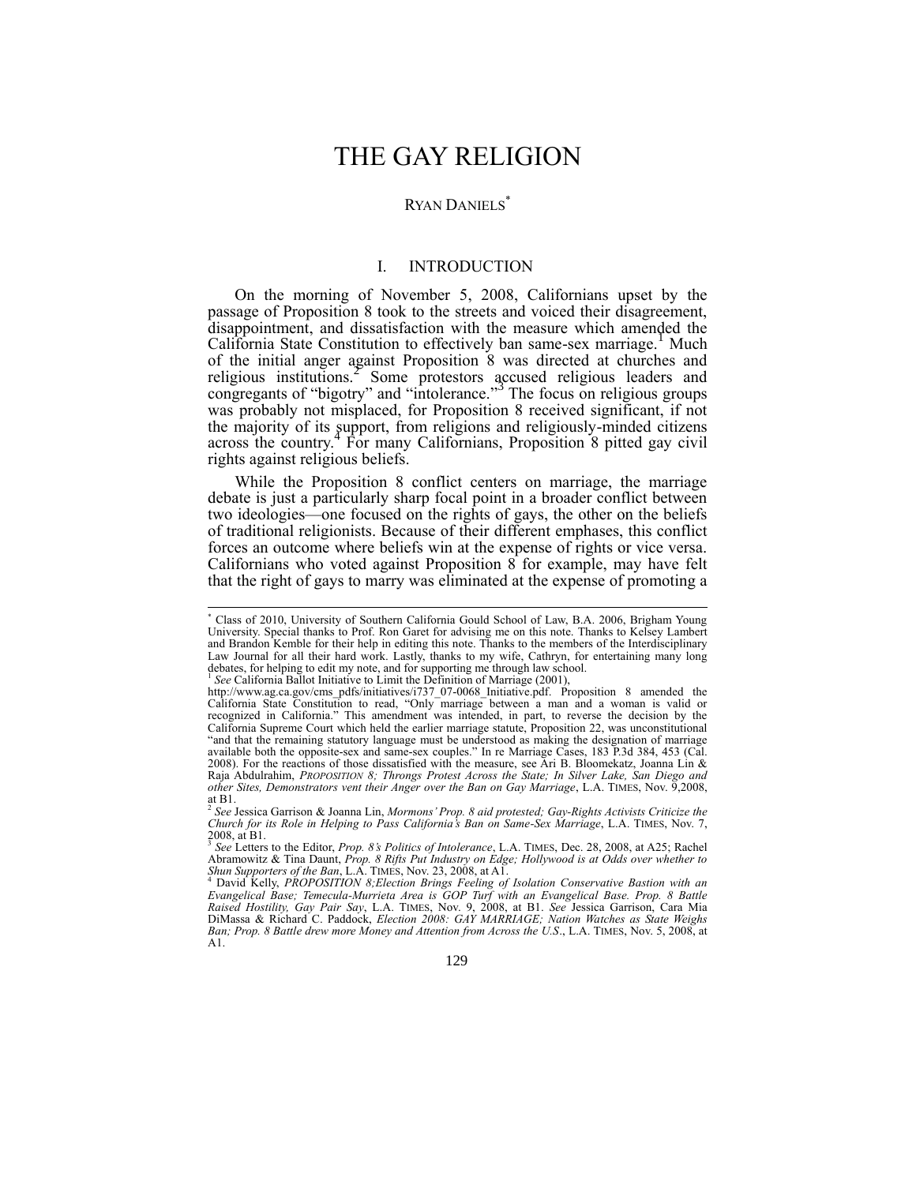# THE GAY RELIGION

RYAN DANIELS[*]

## I. INTRODUCTION

On the morning of November 5, 2008, Californians upset by the passage of Proposition 8 took to the streets and voiced their disagreement, disappointment, and dissatisfaction with the measure which amended the California State Constitution to effectively ban same-sex marriage.[1] Much of the initial anger against Proposition 8 was directed at churches and religious institutions.[2] Some protestors accused religious leaders and congregants of "bigotry" and "intolerance."[3] The focus on religious groups was probably not misplaced, for Proposition 8 received significant, if not the majority of its support, from religions and religiously-minded citizens across the country.[4] For many Californians, Proposition 8 pitted gay civil rights against religious beliefs.

While the Proposition 8 conflict centers on marriage, the marriage debate is just a particularly sharp focal point in a broader conflict between two ideologies—one focused on the rights of gays, the other on the beliefs of traditional religionists. Because of their different emphases, this conflict forces an outcome where beliefs win at the expense of rights or vice versa. Californians who voted against Proposition 8 for example, may have felt that the right of gays to marry was eliminated at the expense of promoting a

---

[*] Class of 2010, University of Southern California Gould School of Law, B.A. 2006, Brigham Young University. Special thanks to Prof. Ron Garet for advising me on this note. Thanks to Kelsey Lambert and Brandon Kemble for their help in editing this note. Thanks to the members of the Interdisciplinary Law Journal for all their hard work. Lastly, thanks to my wife, Cathryn, for entertaining many long debates, for helping to edit my note, and for supporting me through law school.

[1] *See* California Ballot Initiative to Limit the Definition of Marriage (2001), http://www.ag.ca.gov/cms_pdfs/initiatives/i737_07-0068_Initiative.pdf. Proposition 8 amended the California State Constitution to read, "Only marriage between a man and a woman is valid or recognized in California." This amendment was intended, in part, to reverse the decision by the California Supreme Court which held the earlier marriage statute, Proposition 22, was unconstitutional "and that the remaining statutory language must be understood as making the designation of marriage available both the opposite-sex and same-sex couples." In re Marriage Cases, 183 P.3d 384, 453 (Cal. 2008). For the reactions of those dissatisfied with the measure, see Ari B. Bloomekatz, Joanna Lin & Raja Abdulrahim, *PROPOSITION 8; Throngs Protest Across the State; In Silver Lake, San Diego and other Sites, Demonstrators vent their Anger over the Ban on Gay Marriage*, L.A. TIMES, Nov. 9,2008, at B1.

[2] *See* Jessica Garrison & Joanna Lin, *Mormons' Prop. 8 aid protested; Gay-Rights Activists Criticize the Church for its Role in Helping to Pass California's Ban on Same-Sex Marriage*, L.A. TIMES, Nov. 7, 2008, at B1.

[3] *See* Letters to the Editor, *Prop. 8's Politics of Intolerance*, L.A. TIMES, Dec. 28, 2008, at A25; Rachel Abramowitz & Tina Daunt, *Prop. 8 Rifts Put Industry on Edge; Hollywood is at Odds over whether to Shun Supporters of the Ban*, L.A. TIMES, Nov. 23, 2008, at A1.

[4] David Kelly, *PROPOSITION 8;Election Brings Feeling of Isolation Conservative Bastion with an Evangelical Base; Temecula-Murrieta Area is GOP Turf with an Evangelical Base. Prop. 8 Battle Raised Hostility, Gay Pair Say*, L.A. TIMES, Nov. 9, 2008, at B1. *See* Jessica Garrison, Cara Mia DiMassa & Richard C. Paddock, *Election 2008: GAY MARRIAGE; Nation Watches as State Weighs Ban; Prop. 8 Battle drew more Money and Attention from Across the U.S*., L.A. TIMES, Nov. 5, 2008, at A1.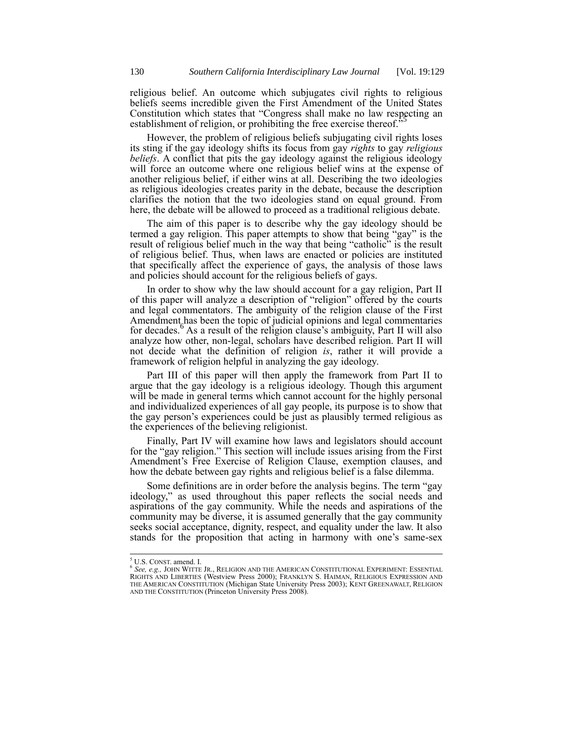religious belief. An outcome which subjugates civil rights to religious beliefs seems incredible given the First Amendment of the United States Constitution which states that "Congress shall make no law respecting an establishment of religion, or prohibiting the free exercise thereof."[5]

However, the problem of religious beliefs subjugating civil rights loses its sting if the gay ideology shifts its focus from gay *rights* to gay *religious beliefs*. A conflict that pits the gay ideology against the religious ideology will force an outcome where one religious belief wins at the expense of another religious belief, if either wins at all. Describing the two ideologies as religious ideologies creates parity in the debate, because the description clarifies the notion that the two ideologies stand on equal ground. From here, the debate will be allowed to proceed as a traditional religious debate.

The aim of this paper is to describe why the gay ideology should be termed a gay religion. This paper attempts to show that being "gay" is the result of religious belief much in the way that being "catholic" is the result of religious belief. Thus, when laws are enacted or policies are instituted that specifically affect the experience of gays, the analysis of those laws and policies should account for the religious beliefs of gays.

In order to show why the law should account for a gay religion, Part II of this paper will analyze a description of "religion" offered by the courts and legal commentators. The ambiguity of the religion clause of the First Amendment has been the topic of judicial opinions and legal commentaries for decades.[6] As a result of the religion clause's ambiguity, Part II will also analyze how other, non-legal, scholars have described religion. Part II will not decide what the definition of religion *is*, rather it will provide a framework of religion helpful in analyzing the gay ideology.

Part III of this paper will then apply the framework from Part II to argue that the gay ideology is a religious ideology. Though this argument will be made in general terms which cannot account for the highly personal and individualized experiences of all gay people, its purpose is to show that the gay person's experiences could be just as plausibly termed religious as the experiences of the believing religionist.

Finally, Part IV will examine how laws and legislators should account for the "gay religion." This section will include issues arising from the First Amendment's Free Exercise of Religion Clause, exemption clauses, and how the debate between gay rights and religious belief is a false dilemma.

Some definitions are in order before the analysis begins. The term "gay ideology," as used throughout this paper reflects the social needs and aspirations of the gay community. While the needs and aspirations of the community may be diverse, it is assumed generally that the gay community seeks social acceptance, dignity, respect, and equality under the law. It also stands for the proposition that acting in harmony with one's same-sex

---

[5] U.S. CONST. amend. I.

[6] *See, e.g.,* JOHN WITTE JR., RELIGION AND THE AMERICAN CONSTITUTIONAL EXPERIMENT: ESSENTIAL RIGHTS AND LIBERTIES (Westview Press 2000); FRANKLYN S. HAIMAN, RELIGIOUS EXPRESSION AND THE AMERICAN CONSTITUTION (Michigan State University Press 2003); KENT GREENAWALT, RELIGION AND THE CONSTITUTION (Princeton University Press 2008).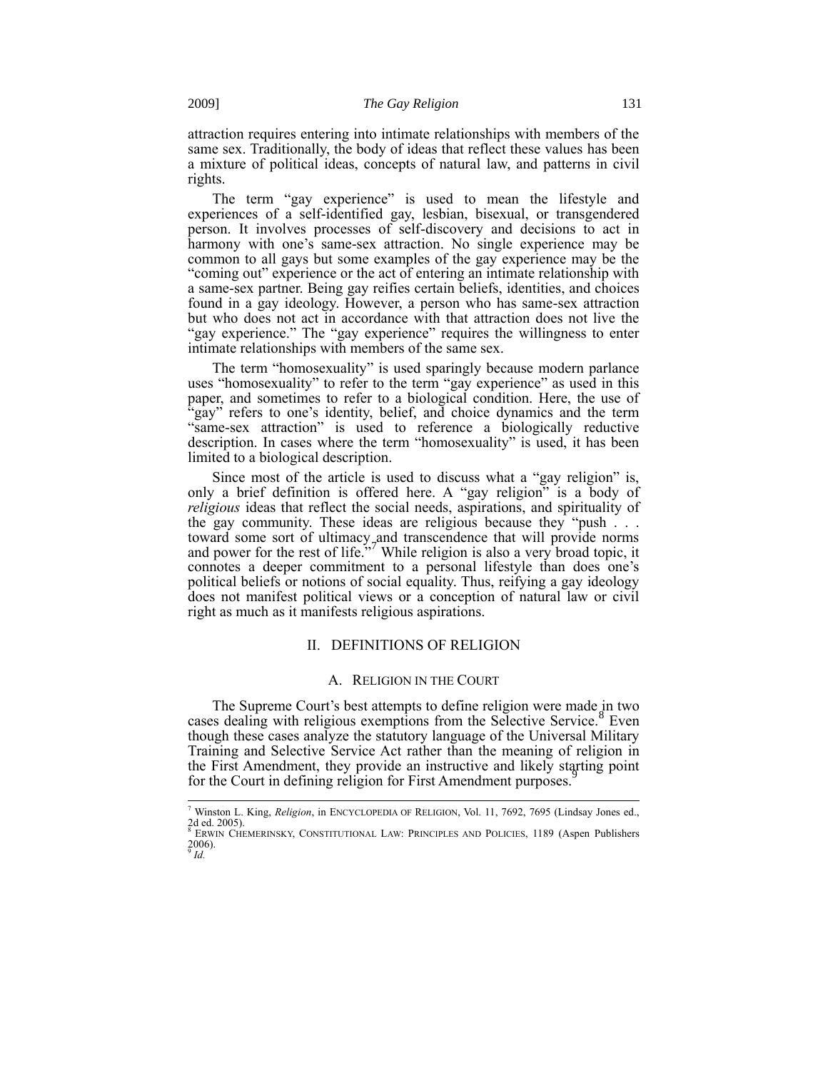attraction requires entering into intimate relationships with members of the same sex. Traditionally, the body of ideas that reflect these values has been a mixture of political ideas, concepts of natural law, and patterns in civil rights.

The term "gay experience" is used to mean the lifestyle and experiences of a self-identified gay, lesbian, bisexual, or transgendered person. It involves processes of self-discovery and decisions to act in harmony with one's same-sex attraction. No single experience may be common to all gays but some examples of the gay experience may be the "coming out" experience or the act of entering an intimate relationship with a same-sex partner. Being gay reifies certain beliefs, identities, and choices found in a gay ideology. However, a person who has same-sex attraction but who does not act in accordance with that attraction does not live the "gay experience." The "gay experience" requires the willingness to enter intimate relationships with members of the same sex.

The term "homosexuality" is used sparingly because modern parlance uses "homosexuality" to refer to the term "gay experience" as used in this paper, and sometimes to refer to a biological condition. Here, the use of "gay" refers to one's identity, belief, and choice dynamics and the term "same-sex attraction" is used to reference a biologically reductive description. In cases where the term "homosexuality" is used, it has been limited to a biological description.

Since most of the article is used to discuss what a "gay religion" is, only a brief definition is offered here. A "gay religion" is a body of *religious* ideas that reflect the social needs, aspirations, and spirituality of the gay community. These ideas are religious because they "push . . . toward some sort of ultimacy and transcendence that will provide norms and power for the rest of life."[7] While religion is also a very broad topic, it connotes a deeper commitment to a personal lifestyle than does one's political beliefs or notions of social equality. Thus, reifying a gay ideology does not manifest political views or a conception of natural law or civil right as much as it manifests religious aspirations.

## II. DEFINITIONS OF RELIGION

### A. RELIGION IN THE COURT

The Supreme Court's best attempts to define religion were made in two cases dealing with religious exemptions from the Selective Service.[8] Even though these cases analyze the statutory language of the Universal Military Training and Selective Service Act rather than the meaning of religion in the First Amendment, they provide an instructive and likely starting point for the Court in defining religion for First Amendment purposes.[9]

---

[7] Winston L. King, *Religion*, in ENCYCLOPEDIA OF RELIGION, Vol. 11, 7692, 7695 (Lindsay Jones ed., 2d ed. 2005).

[8] ERWIN CHEMERINSKY, CONSTITUTIONAL LAW: PRINCIPLES AND POLICIES, 1189 (Aspen Publishers 2006).

[9] *Id.*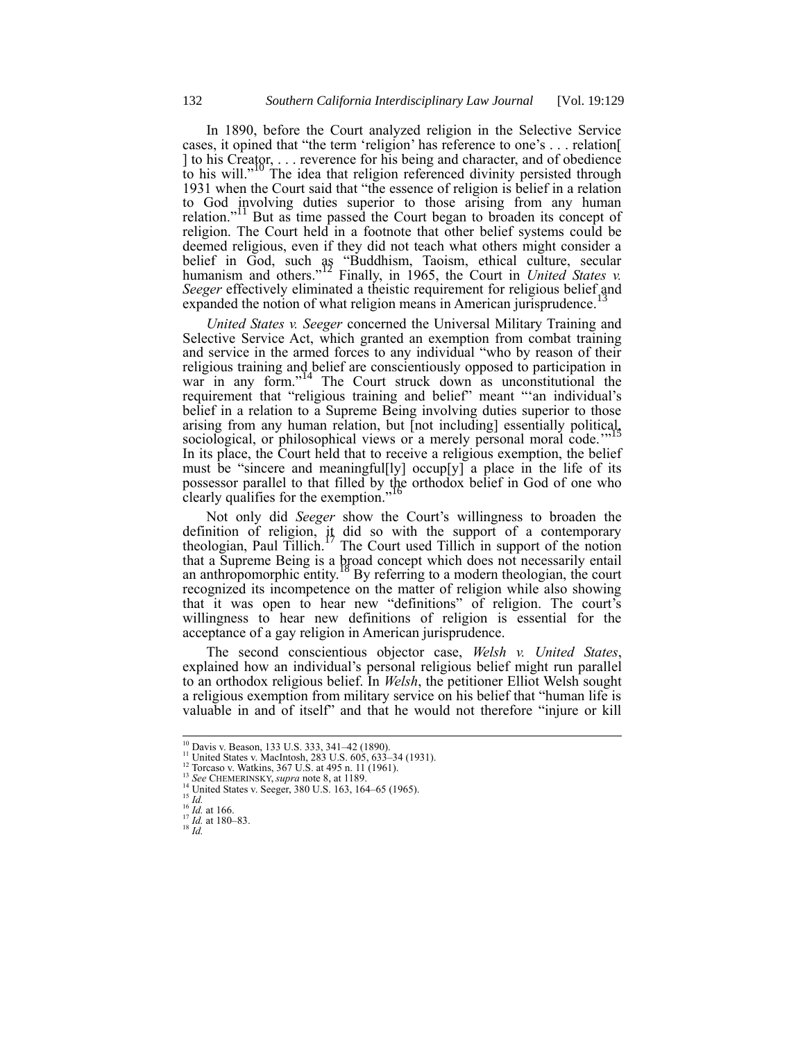In 1890, before the Court analyzed religion in the Selective Service cases, it opined that "the term 'religion' has reference to one's . . . relation[ ] to his Creator, . . . reverence for his being and character, and of obedience to his will."[10] The idea that religion referenced divinity persisted through 1931 when the Court said that "the essence of religion is belief in a relation to God involving duties superior to those arising from any human relation."[11] But as time passed the Court began to broaden its concept of religion. The Court held in a footnote that other belief systems could be deemed religious, even if they did not teach what others might consider a belief in God, such as "Buddhism, Taoism, ethical culture, secular humanism and others."[12] Finally, in 1965, the Court in *United States v. Seeger* effectively eliminated a theistic requirement for religious belief and expanded the notion of what religion means in American jurisprudence.[13]

*United States v. Seeger* concerned the Universal Military Training and Selective Service Act, which granted an exemption from combat training and service in the armed forces to any individual "who by reason of their religious training and belief are conscientiously opposed to participation in war in any form."[14] The Court struck down as unconstitutional the requirement that "religious training and belief" meant "'an individual's belief in a relation to a Supreme Being involving duties superior to those arising from any human relation, but [not including] essentially political, sociological, or philosophical views or a merely personal moral code.'"[15] In its place, the Court held that to receive a religious exemption, the belief must be "sincere and meaningful[ly] occup[y] a place in the life of its possessor parallel to that filled by the orthodox belief in God of one who clearly qualifies for the exemption."[16]

Not only did *Seeger* show the Court's willingness to broaden the definition of religion, it did so with the support of a contemporary theologian, Paul Tillich.[17] The Court used Tillich in support of the notion that a Supreme Being is a broad concept which does not necessarily entail an anthropomorphic entity.[18] By referring to a modern theologian, the court recognized its incompetence on the matter of religion while also showing that it was open to hear new "definitions" of religion. The court's willingness to hear new definitions of religion is essential for the acceptance of a gay religion in American jurisprudence.

The second conscientious objector case, *Welsh v. United States*, explained how an individual's personal religious belief might run parallel to an orthodox religious belief. In *Welsh*, the petitioner Elliot Welsh sought a religious exemption from military service on his belief that "human life is valuable in and of itself" and that he would not therefore "injure or kill

---

[10] Davis v. Beason, 133 U.S. 333, 341–42 (1890).
[11] United States v. MacIntosh, 283 U.S. 605, 633–34 (1931).
[12] Torcaso v. Watkins, 367 U.S. at 495 n. 11 (1961).
[13] *See* CHEMERINSKY, *supra* note 8, at 1189.
[14] United States v. Seeger, 380 U.S. 163, 164–65 (1965).
[15] *Id.*
[16] *Id.* at 166.
[17] *Id.* at 180–83.
[18] *Id.*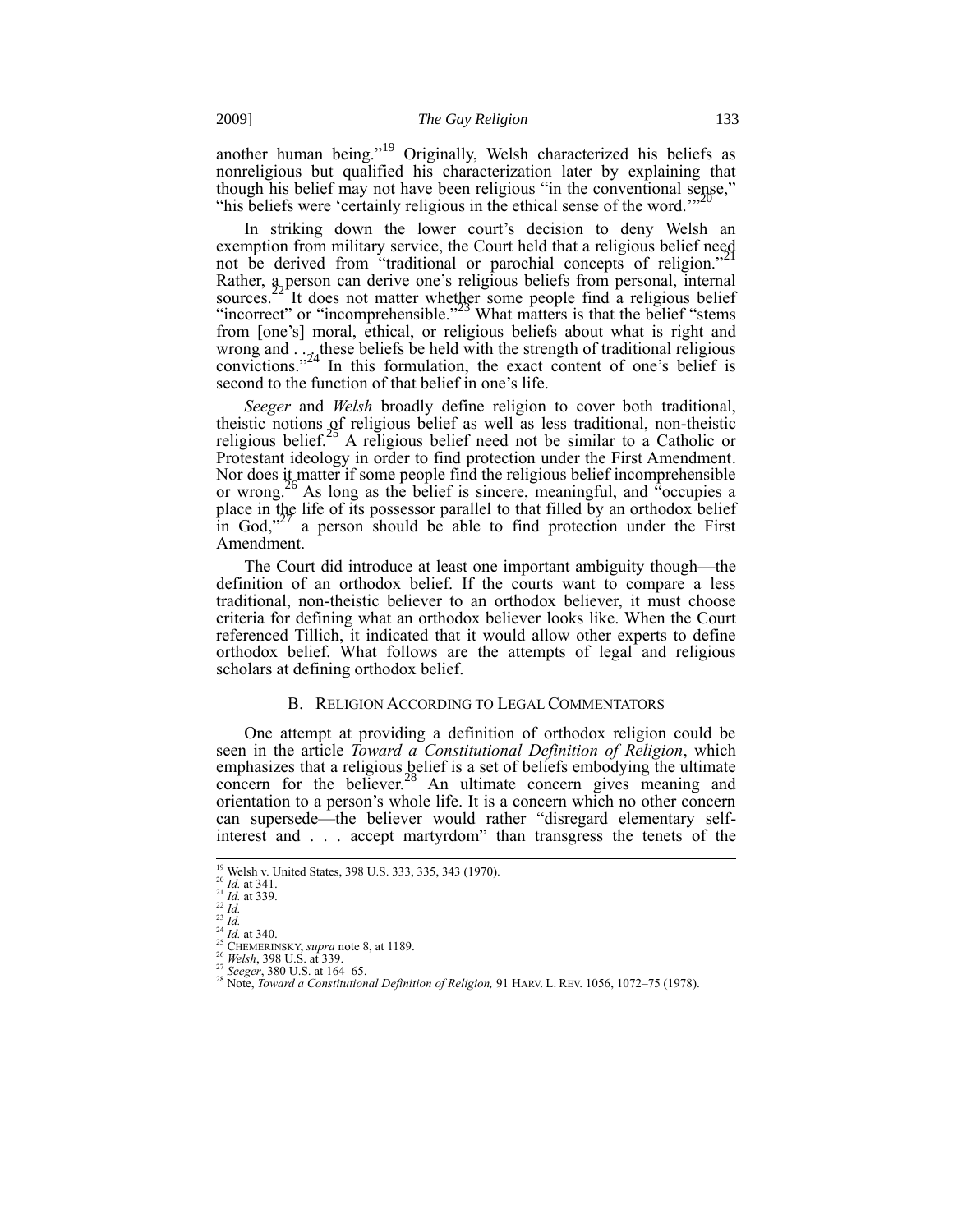another human being."[19] Originally, Welsh characterized his beliefs as nonreligious but qualified his characterization later by explaining that though his belief may not have been religious "in the conventional sense," "his beliefs were 'certainly religious in the ethical sense of the word.'"[20]

In striking down the lower court's decision to deny Welsh an exemption from military service, the Court held that a religious belief need not be derived from "traditional or parochial concepts of religion."[21] Rather, a person can derive one's religious beliefs from personal, internal sources.[22] It does not matter whether some people find a religious belief "incorrect" or "incomprehensible."[23] What matters is that the belief "stems from [one's] moral, ethical, or religious beliefs about what is right and wrong and . . . these beliefs be held with the strength of traditional religious convictions."[24] In this formulation, the exact content of one's belief is second to the function of that belief in one's life.

*Seeger* and *Welsh* broadly define religion to cover both traditional, theistic notions of religious belief as well as less traditional, non-theistic religious belief.[25] A religious belief need not be similar to a Catholic or Protestant ideology in order to find protection under the First Amendment. Nor does it matter if some people find the religious belief incomprehensible or wrong.[26] As long as the belief is sincere, meaningful, and "occupies a place in the life of its possessor parallel to that filled by an orthodox belief in God,"[27] a person should be able to find protection under the First Amendment.

The Court did introduce at least one important ambiguity though—the definition of an orthodox belief. If the courts want to compare a less traditional, non-theistic believer to an orthodox believer, it must choose criteria for defining what an orthodox believer looks like. When the Court referenced Tillich, it indicated that it would allow other experts to define orthodox belief. What follows are the attempts of legal and religious scholars at defining orthodox belief.

### B. Religion According to Legal Commentators

One attempt at providing a definition of orthodox religion could be seen in the article *Toward a Constitutional Definition of Religion*, which emphasizes that a religious belief is a set of beliefs embodying the ultimate concern for the believer.[28] An ultimate concern gives meaning and orientation to a person's whole life. It is a concern which no other concern can supersede—the believer would rather "disregard elementary self-interest and . . . accept martyrdom" than transgress the tenets of the

---

[19] Welsh v. United States, 398 U.S. 333, 335, 343 (1970).
[20] *Id.* at 341.
[21] *Id.* at 339.
[22] *Id.*
[23] *Id.*
[24] *Id.* at 340.
[25] CHEMERINSKY, *supra* note 8, at 1189.
[26] *Welsh*, 398 U.S. at 339.
[27] *Seeger*, 380 U.S. at 164–65.
[28] Note, *Toward a Constitutional Definition of Religion,* 91 HARV. L. REV. 1056, 1072–75 (1978).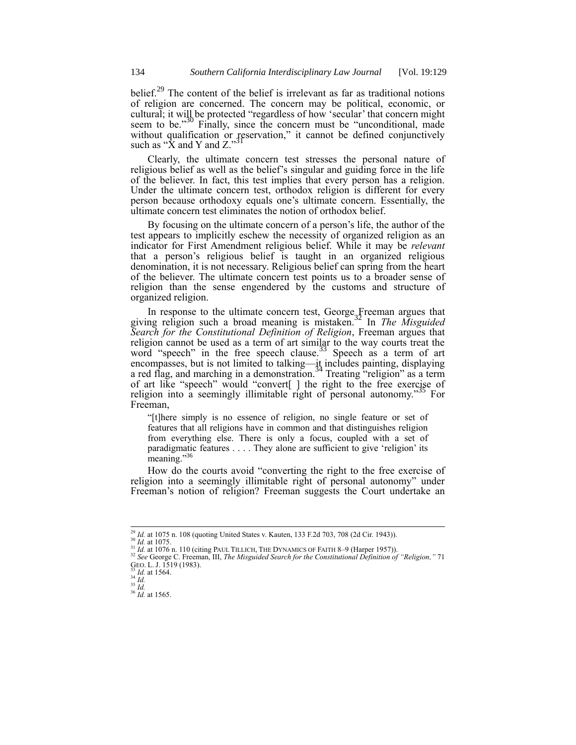belief.[29] The content of the belief is irrelevant as far as traditional notions of religion are concerned. The concern may be political, economic, or cultural; it will be protected "regardless of how 'secular' that concern might seem to be."[30] Finally, since the concern must be "unconditional, made without qualification or reservation," it cannot be defined conjunctively such as "X and Y and Z."[31]

Clearly, the ultimate concern test stresses the personal nature of religious belief as well as the belief's singular and guiding force in the life of the believer. In fact, this test implies that every person has a religion. Under the ultimate concern test, orthodox religion is different for every person because orthodoxy equals one's ultimate concern. Essentially, the ultimate concern test eliminates the notion of orthodox belief.

By focusing on the ultimate concern of a person's life, the author of the test appears to implicitly eschew the necessity of organized religion as an indicator for First Amendment religious belief. While it may be *relevant* that a person's religious belief is taught in an organized religious denomination, it is not necessary. Religious belief can spring from the heart of the believer. The ultimate concern test points us to a broader sense of religion than the sense engendered by the customs and structure of organized religion.

In response to the ultimate concern test, George Freeman argues that giving religion such a broad meaning is mistaken.[32] In *The Misguided Search for the Constitutional Definition of Religion*, Freeman argues that religion cannot be used as a term of art similar to the way courts treat the word "speech" in the free speech clause.[33] Speech as a term of art encompasses, but is not limited to talking—it includes painting, displaying a red flag, and marching in a demonstration.[34] Treating "religion" as a term of art like "speech" would "convert[ ] the right to the free exercise of religion into a seemingly illimitable right of personal autonomy."[35] For Freeman,

> "[t]here simply is no essence of religion, no single feature or set of features that all religions have in common and that distinguishes religion from everything else. There is only a focus, coupled with a set of paradigmatic features . . . . They alone are sufficient to give 'religion' its meaning."[36]

How do the courts avoid "converting the right to the free exercise of religion into a seemingly illimitable right of personal autonomy" under Freeman's notion of religion? Freeman suggests the Court undertake an

---

[29] *Id.* at 1075 n. 108 (quoting United States v. Kauten, 133 F.2d 703, 708 (2d Cir. 1943)).
[30] *Id.* at 1075.
[31] *Id.* at 1076 n. 110 (citing PAUL TILLICH, THE DYNAMICS OF FAITH 8–9 (Harper 1957)).
[32] *See* George C. Freeman, III, *The Misguided Search for the Constitutional Definition of "Religion,"* 71 GEO. L. J. 1519 (1983).
[33] *Id.* at 1564.
[34] *Id.*
[35] *Id.*
[36] *Id.* at 1565.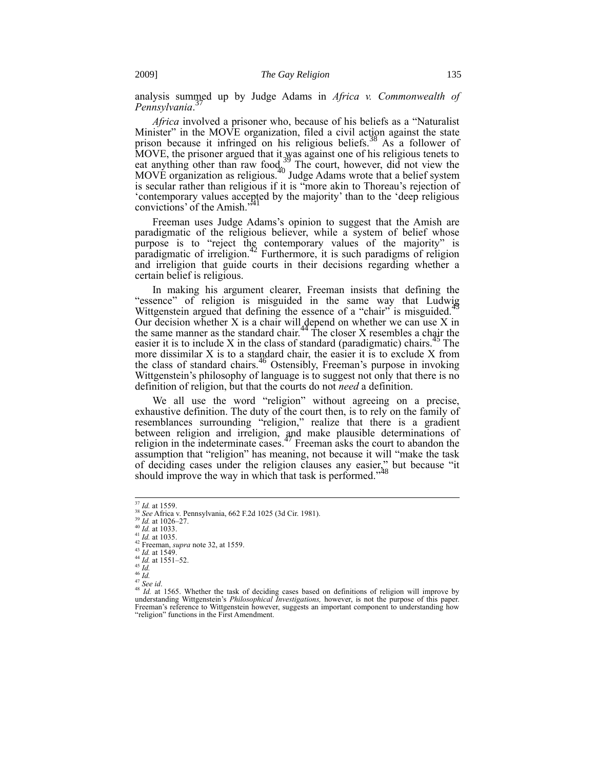analysis summed up by Judge Adams in *Africa v. Commonwealth of Pennsylvania*.[37]

*Africa* involved a prisoner who, because of his beliefs as a "Naturalist Minister" in the MOVE organization, filed a civil action against the state prison because it infringed on his religious beliefs.[38] As a follower of MOVE, the prisoner argued that it was against one of his religious tenets to eat anything other than raw food.[39] The court, however, did not view the MOVE organization as religious.[40] Judge Adams wrote that a belief system is secular rather than religious if it is "more akin to Thoreau's rejection of 'contemporary values accepted by the majority' than to the 'deep religious convictions' of the Amish."[41]

Freeman uses Judge Adams's opinion to suggest that the Amish are paradigmatic of the religious believer, while a system of belief whose purpose is to "reject the contemporary values of the majority" is paradigmatic of irreligion.[42] Furthermore, it is such paradigms of religion and irreligion that guide courts in their decisions regarding whether a certain belief is religious.

In making his argument clearer, Freeman insists that defining the "essence" of religion is misguided in the same way that Ludwig Wittgenstein argued that defining the essence of a "chair" is misguided.[43] Our decision whether X is a chair will depend on whether we can use X in the same manner as the standard chair.[44] The closer X resembles a chair the easier it is to include X in the class of standard (paradigmatic) chairs.[45] The more dissimilar X is to a standard chair, the easier it is to exclude X from the class of standard chairs.[46] Ostensibly, Freeman's purpose in invoking Wittgenstein's philosophy of language is to suggest not only that there is no definition of religion, but that the courts do not *need* a definition.

We all use the word "religion" without agreeing on a precise, exhaustive definition. The duty of the court then, is to rely on the family of resemblances surrounding "religion," realize that there is a gradient between religion and irreligion, and make plausible determinations of religion in the indeterminate cases.[47] Freeman asks the court to abandon the assumption that "religion" has meaning, not because it will "make the task of deciding cases under the religion clauses any easier," but because "it should improve the way in which that task is performed."[48]

---

[37] *Id.* at 1559.
[38] *See* Africa v. Pennsylvania, 662 F.2d 1025 (3d Cir. 1981).
[39] *Id.* at 1026–27.
[40] *Id.* at 1033.
[41] *Id.* at 1035.
[42] Freeman, *supra* note 32, at 1559.
[43] *Id.* at 1549.
[44] *Id.* at 1551–52.
[45] *Id.*
[46] *Id.*
[47] *See id*.
[48] *Id.* at 1565. Whether the task of deciding cases based on definitions of religion will improve by understanding Wittgenstein's *Philosophical Investigations,* however, is not the purpose of this paper. Freeman's reference to Wittgenstein however, suggests an important component to understanding how "religion" functions in the First Amendment.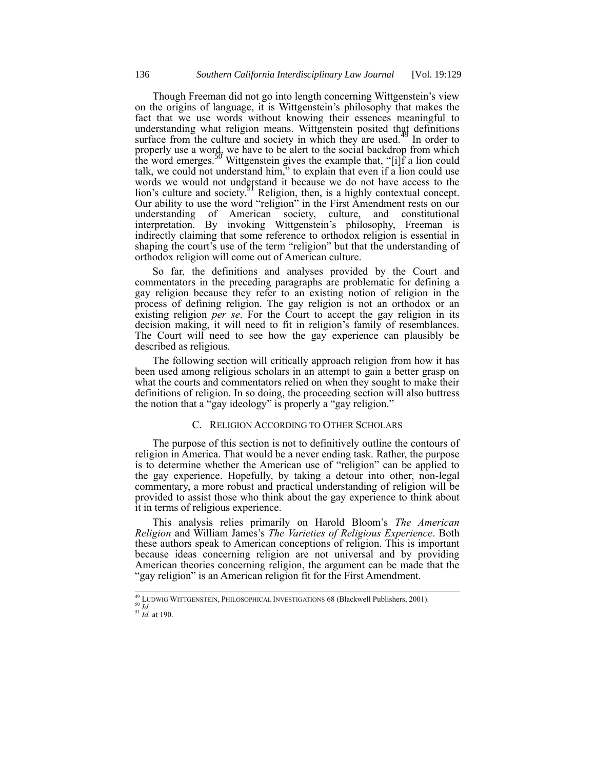Though Freeman did not go into length concerning Wittgenstein's view on the origins of language, it is Wittgenstein's philosophy that makes the fact that we use words without knowing their essences meaningful to understanding what religion means. Wittgenstein posited that definitions surface from the culture and society in which they are used.[49] In order to properly use a word, we have to be alert to the social backdrop from which the word emerges.[50] Wittgenstein gives the example that, "[i]f a lion could talk, we could not understand him," to explain that even if a lion could use words we would not understand it because we do not have access to the lion's culture and society.[51] Religion, then, is a highly contextual concept. Our ability to use the word "religion" in the First Amendment rests on our understanding of American society, culture, and constitutional interpretation. By invoking Wittgenstein's philosophy, Freeman is indirectly claiming that some reference to orthodox religion is essential in shaping the court's use of the term "religion" but that the understanding of orthodox religion will come out of American culture.

So far, the definitions and analyses provided by the Court and commentators in the preceding paragraphs are problematic for defining a gay religion because they refer to an existing notion of religion in the process of defining religion. The gay religion is not an orthodox or an existing religion *per se*. For the Court to accept the gay religion in its decision making, it will need to fit in religion's family of resemblances. The Court will need to see how the gay experience can plausibly be described as religious.

The following section will critically approach religion from how it has been used among religious scholars in an attempt to gain a better grasp on what the courts and commentators relied on when they sought to make their definitions of religion. In so doing, the proceeding section will also buttress the notion that a "gay ideology" is properly a "gay religion."

### C. Religion According to Other Scholars

The purpose of this section is not to definitively outline the contours of religion in America. That would be a never ending task. Rather, the purpose is to determine whether the American use of "religion" can be applied to the gay experience. Hopefully, by taking a detour into other, non-legal commentary, a more robust and practical understanding of religion will be provided to assist those who think about the gay experience to think about it in terms of religious experience.

This analysis relies primarily on Harold Bloom's *The American Religion* and William James's *The Varieties of Religious Experience*. Both these authors speak to American conceptions of religion. This is important because ideas concerning religion are not universal and by providing American theories concerning religion, the argument can be made that the "gay religion" is an American religion fit for the First Amendment.

---

[49] Ludwig Wittgenstein, Philosophical Investigations 68 (Blackwell Publishers, 2001).
[50] *Id.*
[51] *Id.* at 190.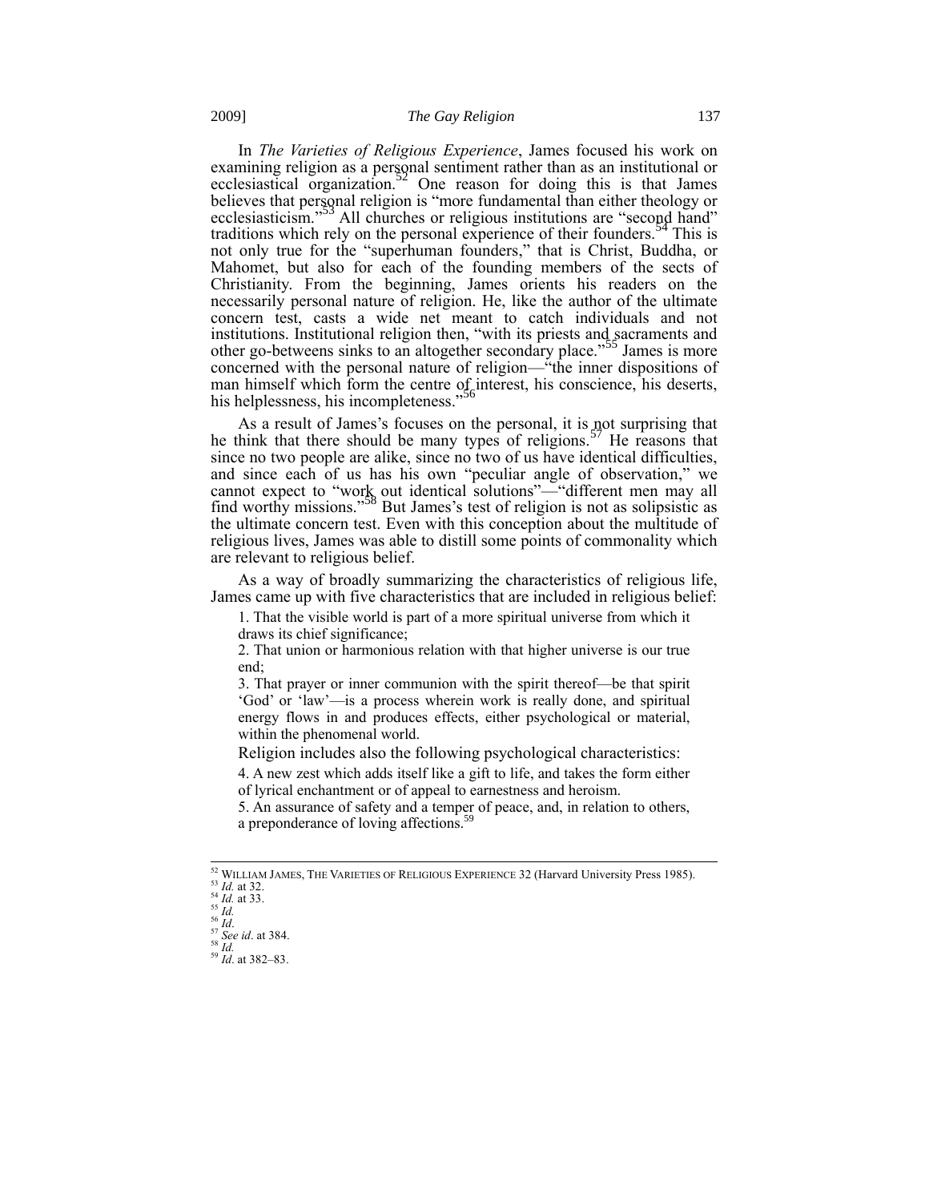In *The Varieties of Religious Experience*, James focused his work on examining religion as a personal sentiment rather than as an institutional or ecclesiastical organization.[52] One reason for doing this is that James believes that personal religion is "more fundamental than either theology or ecclesiasticism."[53] All churches or religious institutions are "second hand" traditions which rely on the personal experience of their founders.[54] This is not only true for the "superhuman founders," that is Christ, Buddha, or Mahomet, but also for each of the founding members of the sects of Christianity. From the beginning, James orients his readers on the necessarily personal nature of religion. He, like the author of the ultimate concern test, casts a wide net meant to catch individuals and not institutions. Institutional religion then, "with its priests and sacraments and other go-betweens sinks to an altogether secondary place."[55] James is more concerned with the personal nature of religion—"the inner dispositions of man himself which form the centre of interest, his conscience, his deserts, his helplessness, his incompleteness."[56]

As a result of James's focuses on the personal, it is not surprising that he think that there should be many types of religions.[57] He reasons that since no two people are alike, since no two of us have identical difficulties, and since each of us has his own "peculiar angle of observation," we cannot expect to "work out identical solutions"—"different men may all find worthy missions."[58] But James's test of religion is not as solipsistic as the ultimate concern test. Even with this conception about the multitude of religious lives, James was able to distill some points of commonality which are relevant to religious belief.

As a way of broadly summarizing the characteristics of religious life, James came up with five characteristics that are included in religious belief:

> 1. That the visible world is part of a more spiritual universe from which it draws its chief significance;
>
> 2. That union or harmonious relation with that higher universe is our true end;
>
> 3. That prayer or inner communion with the spirit thereof—be that spirit 'God' or 'law'—is a process wherein work is really done, and spiritual energy flows in and produces effects, either psychological or material, within the phenomenal world.
>
> Religion includes also the following psychological characteristics:
>
> 4. A new zest which adds itself like a gift to life, and takes the form either of lyrical enchantment or of appeal to earnestness and heroism.
>
> 5. An assurance of safety and a temper of peace, and, in relation to others, a preponderance of loving affections.[59]

---

[52] WILLIAM JAMES, THE VARIETIES OF RELIGIOUS EXPERIENCE 32 (Harvard University Press 1985).
[53] *Id.* at 32.
[54] *Id.* at 33.
[55] *Id.*
[56] *Id*.
[57] *See id*. at 384.
[58] *Id.*
[59] *Id*. at 382–83.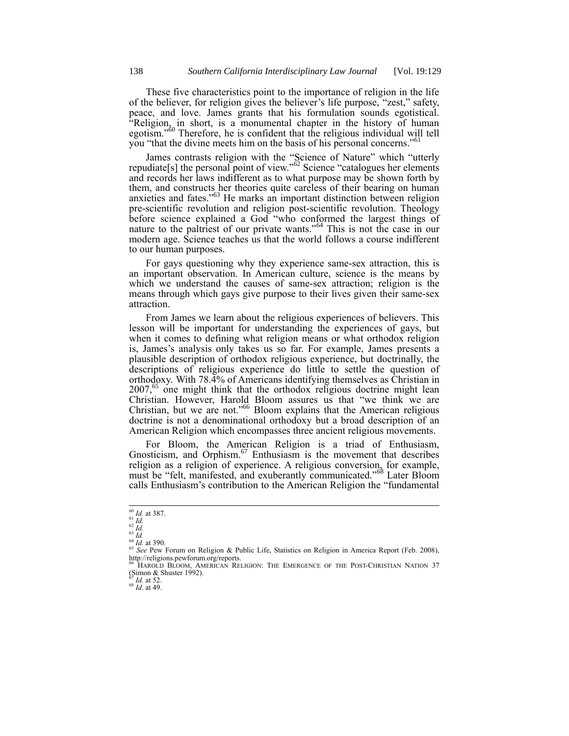These five characteristics point to the importance of religion in the life of the believer, for religion gives the believer's life purpose, "zest," safety, peace, and love. James grants that his formulation sounds egotistical. "Religion, in short, is a monumental chapter in the history of human egotism."[60] Therefore, he is confident that the religious individual will tell you "that the divine meets him on the basis of his personal concerns."[61]

James contrasts religion with the "Science of Nature" which "utterly repudiate[s] the personal point of view."[62] Science "catalogues her elements and records her laws indifferent as to what purpose may be shown forth by them, and constructs her theories quite careless of their bearing on human anxieties and fates."[63] He marks an important distinction between religion pre-scientific revolution and religion post-scientific revolution. Theology before science explained a God "who conformed the largest things of nature to the paltriest of our private wants."[64] This is not the case in our modern age. Science teaches us that the world follows a course indifferent to our human purposes.

For gays questioning why they experience same-sex attraction, this is an important observation. In American culture, science is the means by which we understand the causes of same-sex attraction; religion is the means through which gays give purpose to their lives given their same-sex attraction.

From James we learn about the religious experiences of believers. This lesson will be important for understanding the experiences of gays, but when it comes to defining what religion means or what orthodox religion is, James's analysis only takes us so far. For example, James presents a plausible description of orthodox religious experience, but doctrinally, the descriptions of religious experience do little to settle the question of orthodoxy. With 78.4% of Americans identifying themselves as Christian in 2007,[65] one might think that the orthodox religious doctrine might lean Christian. However, Harold Bloom assures us that "we think we are Christian, but we are not."[66] Bloom explains that the American religious doctrine is not a denominational orthodoxy but a broad description of an American Religion which encompasses three ancient religious movements.

For Bloom, the American Religion is a triad of Enthusiasm, Gnosticism, and Orphism.[67] Enthusiasm is the movement that describes religion as a religion of experience. A religious conversion, for example, must be "felt, manifested, and exuberantly communicated."[68] Later Bloom calls Enthusiasm's contribution to the American Religion the "fundamental

---

[60] *Id.* at 387.
[61] *Id.*
[62] *Id.*
[63] *Id.*
[64] *Id.* at 390.
[65] *See* Pew Forum on Religion & Public Life, Statistics on Religion in America Report (Feb. 2008), http://religions.pewforum.org/reports.
[66] HAROLD BLOOM, AMERICAN RELIGION: THE EMERGENCE OF THE POST-CHRISTIAN NATION 37 (Simon & Shuster 1992).
[67] *Id.* at 52.
[68] *Id*. at 49.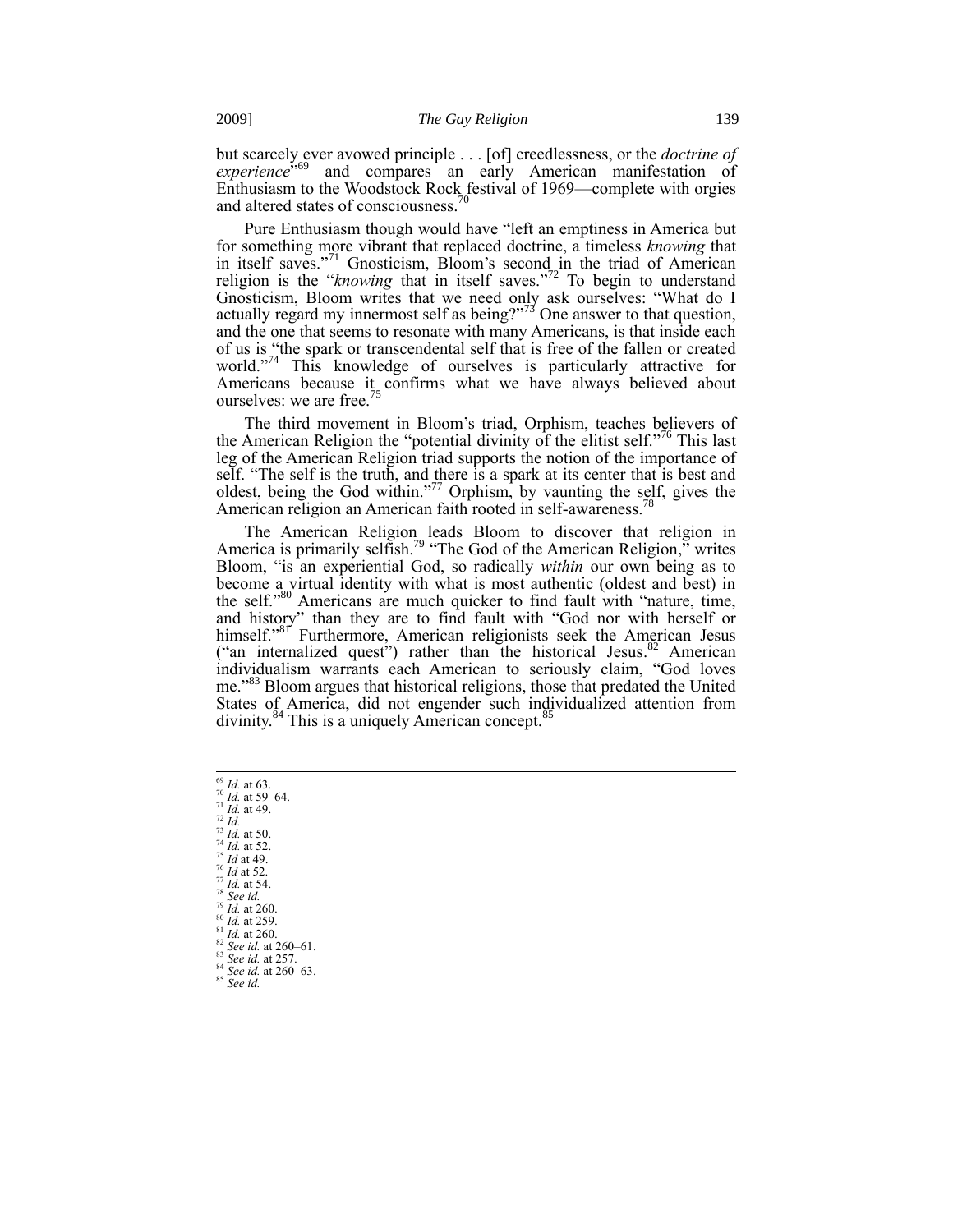but scarcely ever avowed principle . . . [of] creedlessness, or the *doctrine of experience*"[69] and compares an early American manifestation of Enthusiasm to the Woodstock Rock festival of 1969—complete with orgies and altered states of consciousness.[70]

Pure Enthusiasm though would have "left an emptiness in America but for something more vibrant that replaced doctrine, a timeless *knowing* that in itself saves."[71] Gnosticism, Bloom's second in the triad of American religion is the "*knowing* that in itself saves."[72] To begin to understand Gnosticism, Bloom writes that we need only ask ourselves: "What do I actually regard my innermost self as being?"[73] One answer to that question, and the one that seems to resonate with many Americans, is that inside each of us is "the spark or transcendental self that is free of the fallen or created world."[74] This knowledge of ourselves is particularly attractive for Americans because it confirms what we have always believed about ourselves: we are free.[75]

The third movement in Bloom's triad, Orphism, teaches believers of the American Religion the "potential divinity of the elitist self."[76] This last leg of the American Religion triad supports the notion of the importance of self. "The self is the truth, and there is a spark at its center that is best and oldest, being the God within."[77] Orphism, by vaunting the self, gives the American religion an American faith rooted in self-awareness.[78]

The American Religion leads Bloom to discover that religion in America is primarily selfish.[79] "The God of the American Religion," writes Bloom, "is an experiential God, so radically *within* our own being as to become a virtual identity with what is most authentic (oldest and best) in the self."[80] Americans are much quicker to find fault with "nature, time, and history" than they are to find fault with "God nor with herself or himself."[81] Furthermore, American religionists seek the American Jesus ("an internalized quest") rather than the historical Jesus.[82] American individualism warrants each American to seriously claim, "God loves me."[83] Bloom argues that historical religions, those that predated the United States of America, did not engender such individualized attention from divinity.[84] This is a uniquely American concept.[85]

---

[69] *Id.* at 63.
[70] *Id.* at 59–64.
[71] *Id.* at 49.
[72] *Id.*
[73] *Id.* at 50.
[74] *Id.* at 52.
[75] *Id* at 49.
[76] *Id* at 52.
[77] *Id.* at 54.
[78] *See id.*
[79] *Id.* at 260.
[80] *Id.* at 259.
[81] *Id.* at 260.
[82] *See id.* at 260–61.
[83] *See id.* at 257.
[84] *See id.* at 260–63.
[85] *See id.*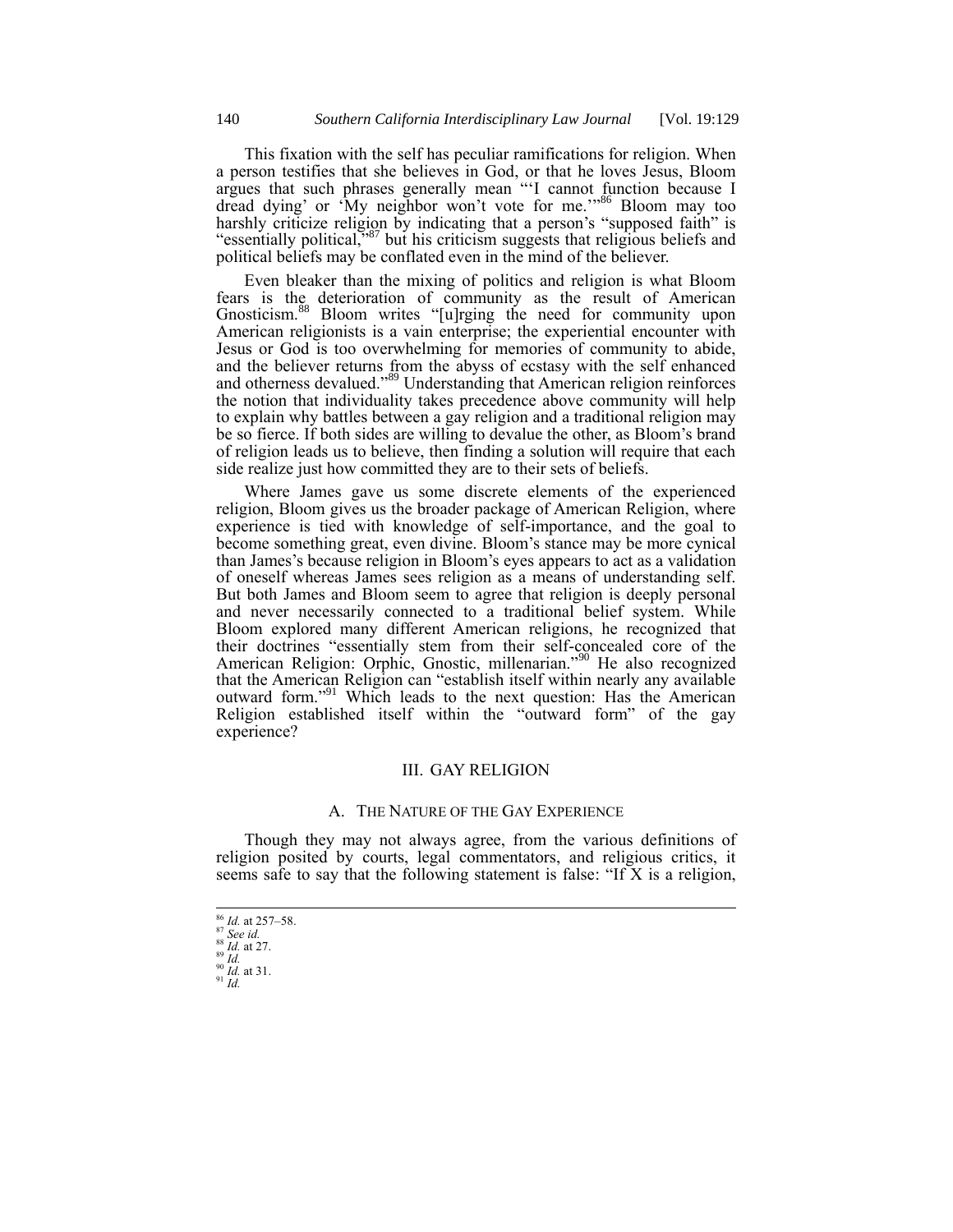This fixation with the self has peculiar ramifications for religion. When a person testifies that she believes in God, or that he loves Jesus, Bloom argues that such phrases generally mean "'I cannot function because I dread dying' or 'My neighbor won't vote for me.'"[86] Bloom may too harshly criticize religion by indicating that a person's "supposed faith" is "essentially political,"[87] but his criticism suggests that religious beliefs and political beliefs may be conflated even in the mind of the believer.

Even bleaker than the mixing of politics and religion is what Bloom fears is the deterioration of community as the result of American Gnosticism.[88] Bloom writes "[u]rging the need for community upon American religionists is a vain enterprise; the experiential encounter with Jesus or God is too overwhelming for memories of community to abide, and the believer returns from the abyss of ecstasy with the self enhanced and otherness devalued."[89] Understanding that American religion reinforces the notion that individuality takes precedence above community will help to explain why battles between a gay religion and a traditional religion may be so fierce. If both sides are willing to devalue the other, as Bloom's brand of religion leads us to believe, then finding a solution will require that each side realize just how committed they are to their sets of beliefs.

Where James gave us some discrete elements of the experienced religion, Bloom gives us the broader package of American Religion, where experience is tied with knowledge of self-importance, and the goal to become something great, even divine. Bloom's stance may be more cynical than James's because religion in Bloom's eyes appears to act as a validation of oneself whereas James sees religion as a means of understanding self. But both James and Bloom seem to agree that religion is deeply personal and never necessarily connected to a traditional belief system. While Bloom explored many different American religions, he recognized that their doctrines "essentially stem from their self-concealed core of the American Religion: Orphic, Gnostic, millenarian."[90] He also recognized that the American Religion can "establish itself within nearly any available outward form."[91] Which leads to the next question: Has the American Religion established itself within the "outward form" of the gay experience?

## III. GAY RELIGION

### A. The Nature of the Gay Experience

Though they may not always agree, from the various definitions of religion posited by courts, legal commentators, and religious critics, it seems safe to say that the following statement is false: "If X is a religion,

---

[86] *Id.* at 257–58.
[87] *See id.*
[88] *Id.* at 27.
[89] *Id.*
[90] *Id.* at 31.
[91] *Id.*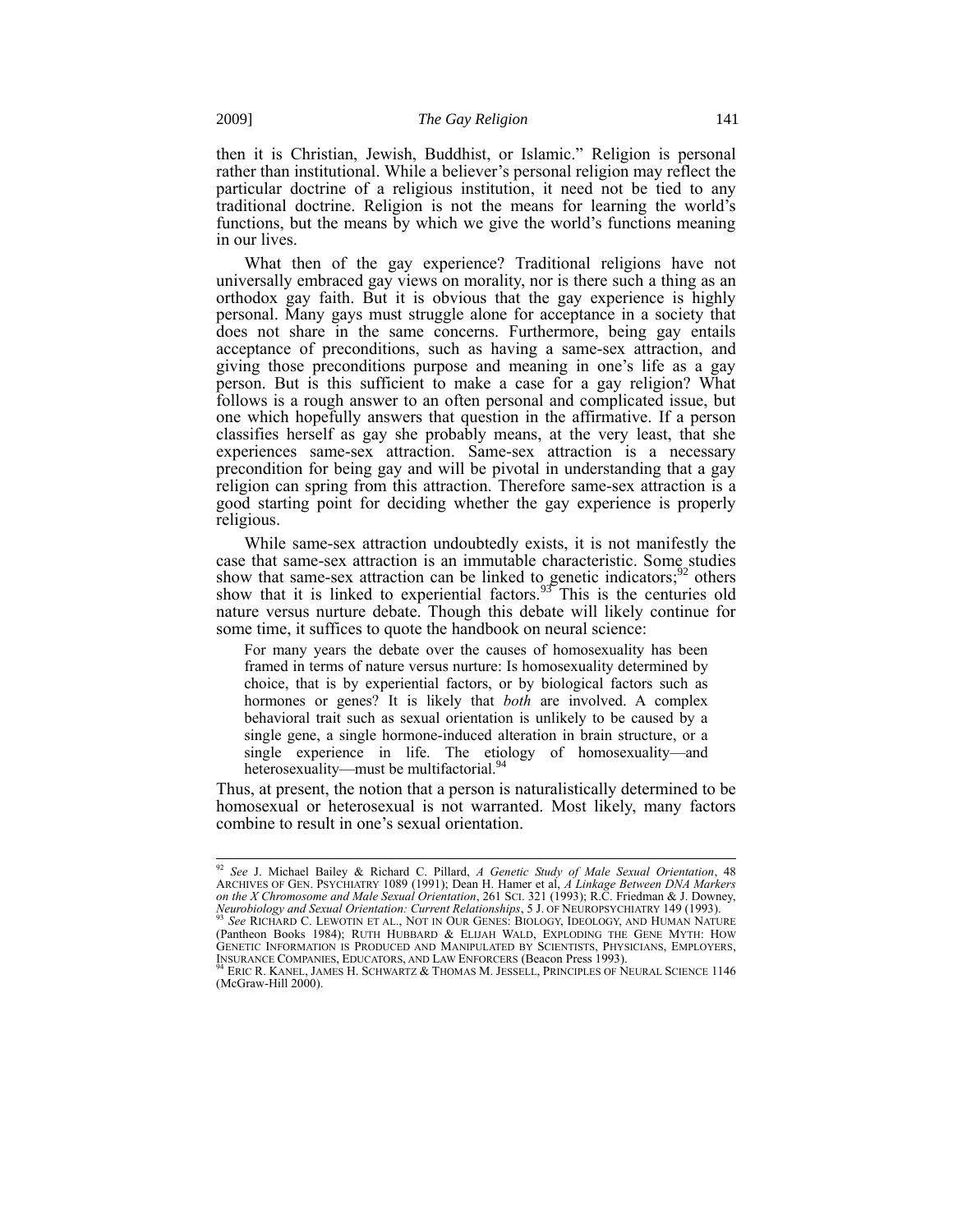then it is Christian, Jewish, Buddhist, or Islamic." Religion is personal rather than institutional. While a believer's personal religion may reflect the particular doctrine of a religious institution, it need not be tied to any traditional doctrine. Religion is not the means for learning the world's functions, but the means by which we give the world's functions meaning in our lives.

What then of the gay experience? Traditional religions have not universally embraced gay views on morality, nor is there such a thing as an orthodox gay faith. But it is obvious that the gay experience is highly personal. Many gays must struggle alone for acceptance in a society that does not share in the same concerns. Furthermore, being gay entails acceptance of preconditions, such as having a same-sex attraction, and giving those preconditions purpose and meaning in one's life as a gay person. But is this sufficient to make a case for a gay religion? What follows is a rough answer to an often personal and complicated issue, but one which hopefully answers that question in the affirmative. If a person classifies herself as gay she probably means, at the very least, that she experiences same-sex attraction. Same-sex attraction is a necessary precondition for being gay and will be pivotal in understanding that a gay religion can spring from this attraction. Therefore same-sex attraction is a good starting point for deciding whether the gay experience is properly religious.

While same-sex attraction undoubtedly exists, it is not manifestly the case that same-sex attraction is an immutable characteristic. Some studies show that same-sex attraction can be linked to genetic indicators;[92] others show that it is linked to experiential factors.[93] This is the centuries old nature versus nurture debate. Though this debate will likely continue for some time, it suffices to quote the handbook on neural science:

> For many years the debate over the causes of homosexuality has been framed in terms of nature versus nurture: Is homosexuality determined by choice, that is by experiential factors, or by biological factors such as hormones or genes? It is likely that *both* are involved. A complex behavioral trait such as sexual orientation is unlikely to be caused by a single gene, a single hormone-induced alteration in brain structure, or a single experience in life. The etiology of homosexuality—and heterosexuality—must be multifactorial.[94]

Thus, at present, the notion that a person is naturalistically determined to be homosexual or heterosexual is not warranted. Most likely, many factors combine to result in one's sexual orientation.

---

[92] *See* J. Michael Bailey & Richard C. Pillard, *A Genetic Study of Male Sexual Orientation*, 48 ARCHIVES OF GEN. PSYCHIATRY 1089 (1991); Dean H. Hamer et al, *A Linkage Between DNA Markers on the X Chromosome and Male Sexual Orientation*, 261 SCI. 321 (1993); R.C. Friedman & J. Downey, *Neurobiology and Sexual Orientation: Current Relationships*, 5 J. OF NEUROPSYCHIATRY 149 (1993).

[93] *See* RICHARD C. LEWOTIN ET AL., NOT IN OUR GENES: BIOLOGY, IDEOLOGY, AND HUMAN NATURE (Pantheon Books 1984); RUTH HUBBARD & ELIJAH WALD, EXPLODING THE GENE MYTH: HOW GENETIC INFORMATION IS PRODUCED AND MANIPULATED BY SCIENTISTS, PHYSICIANS, EMPLOYERS, INSURANCE COMPANIES, EDUCATORS, AND LAW ENFORCERS (Beacon Press 1993).

[94] ERIC R. KANEL, JAMES H. SCHWARTZ & THOMAS M. JESSELL, PRINCIPLES OF NEURAL SCIENCE 1146 (McGraw-Hill 2000).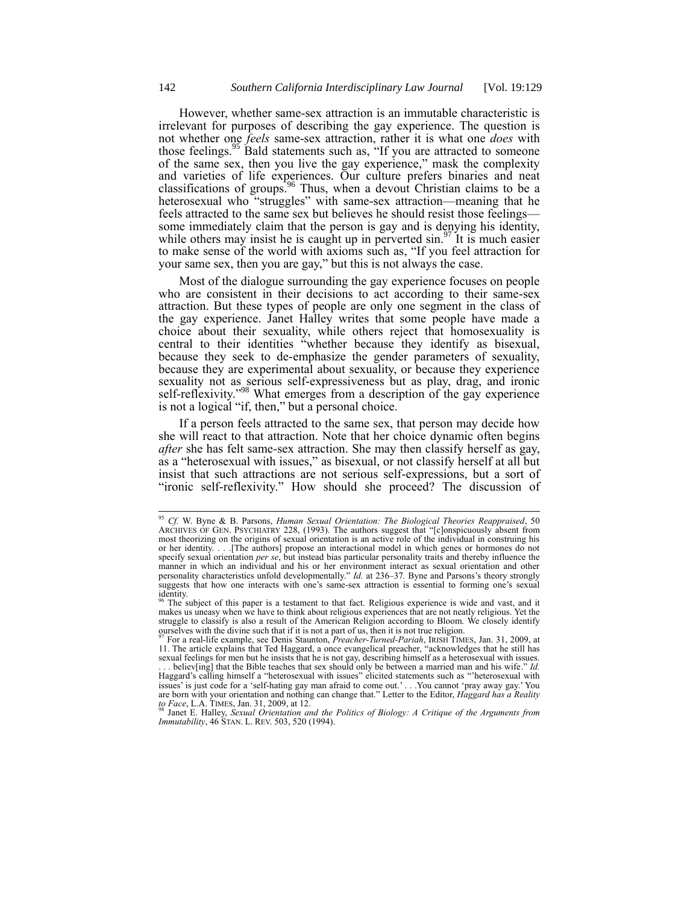However, whether same-sex attraction is an immutable characteristic is irrelevant for purposes of describing the gay experience. The question is not whether one *feels* same-sex attraction, rather it is what one *does* with those feelings.[95] Bald statements such as, "If you are attracted to someone of the same sex, then you live the gay experience," mask the complexity and varieties of life experiences. Our culture prefers binaries and neat classifications of groups.[96] Thus, when a devout Christian claims to be a heterosexual who "struggles" with same-sex attraction—meaning that he feels attracted to the same sex but believes he should resist those feelings—some immediately claim that the person is gay and is denying his identity, while others may insist he is caught up in perverted sin.[97] It is much easier to make sense of the world with axioms such as, "If you feel attraction for your same sex, then you are gay," but this is not always the case.

Most of the dialogue surrounding the gay experience focuses on people who are consistent in their decisions to act according to their same-sex attraction. But these types of people are only one segment in the class of the gay experience. Janet Halley writes that some people have made a choice about their sexuality, while others reject that homosexuality is central to their identities "whether because they identify as bisexual, because they seek to de-emphasize the gender parameters of sexuality, because they are experimental about sexuality, or because they experience sexuality not as serious self-expressiveness but as play, drag, and ironic self-reflexivity."[98] What emerges from a description of the gay experience is not a logical "if, then," but a personal choice.

If a person feels attracted to the same sex, that person may decide how she will react to that attraction. Note that her choice dynamic often begins *after* she has felt same-sex attraction. She may then classify herself as gay, as a "heterosexual with issues," as bisexual, or not classify herself at all but insist that such attractions are not serious self-expressions, but a sort of "ironic self-reflexivity." How should she proceed? The discussion of

---

[95] *Cf.* W. Byne & B. Parsons, *Human Sexual Orientation: The Biological Theories Reappraised*, 50 ARCHIVES OF GEN. PSYCHIATRY 228, (1993). The authors suggest that "[c]onspicuously absent from most theorizing on the origins of sexual orientation is an active role of the individual in construing his or her identity. . . .[The authors] propose an interactional model in which genes or hormones do not specify sexual orientation *per se*, but instead bias particular personality traits and thereby influence the manner in which an individual and his or her environment interact as sexual orientation and other personality characteristics unfold developmentally." *Id.* at 236–37. Byne and Parsons's theory strongly suggests that how one interacts with one's same-sex attraction is essential to forming one's sexual identity.

[96] The subject of this paper is a testament to that fact. Religious experience is wide and vast, and it makes us uneasy when we have to think about religious experiences that are not neatly religious. Yet the struggle to classify is also a result of the American Religion according to Bloom. We closely identify ourselves with the divine such that if it is not a part of us, then it is not true religion.

[97] For a real-life example, see Denis Staunton, *Preacher-Turned-Pariah*, IRISH TIMES, Jan. 31, 2009, at 11. The article explains that Ted Haggard, a once evangelical preacher, "acknowledges that he still has sexual feelings for men but he insists that he is not gay, describing himself as a heterosexual with issues. . . . believ[ing] that the Bible teaches that sex should only be between a married man and his wife." *Id.* Haggard's calling himself a "heterosexual with issues" elicited statements such as "'heterosexual with issues' is just code for a 'self-hating gay man afraid to come out.' . . .You cannot 'pray away gay.' You are born with your orientation and nothing can change that." Letter to the Editor, *Haggard has a Reality to Face*, L.A. TIMES, Jan. 31, 2009, at 12.

[98] Janet E. Halley, *Sexual Orientation and the Politics of Biology: A Critique of the Arguments from Immutability*, 46 STAN. L. REV. 503, 520 (1994).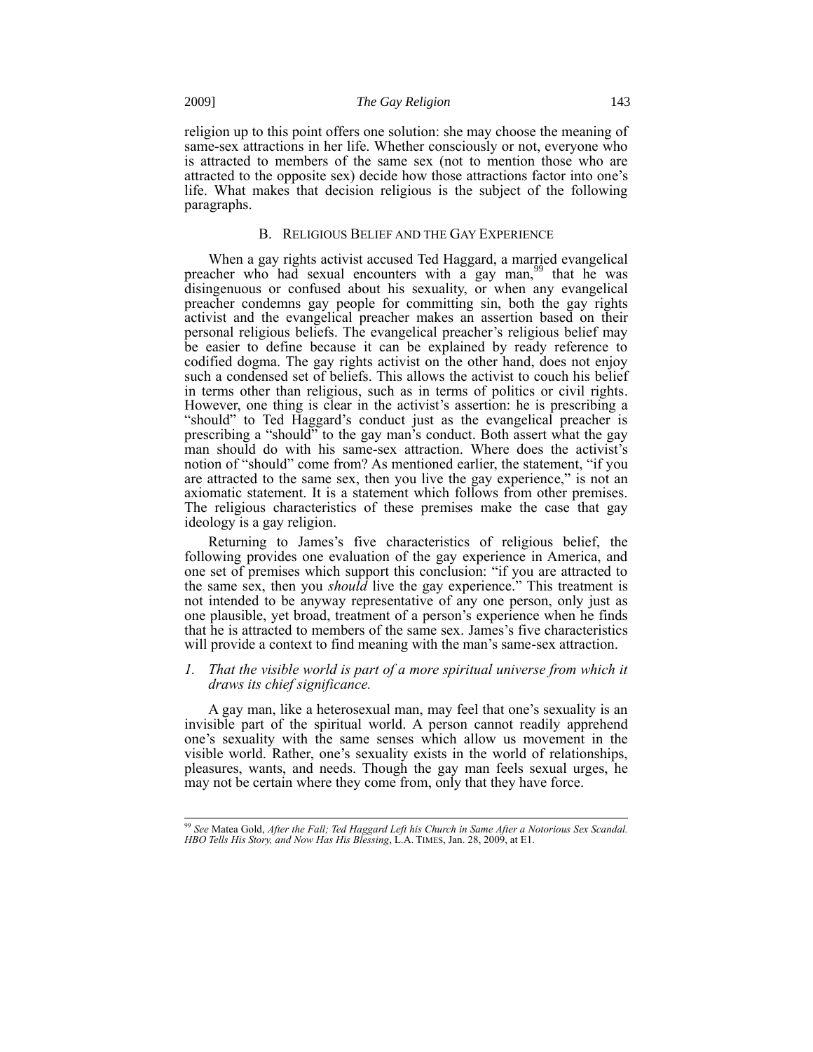religion up to this point offers one solution: she may choose the meaning of same-sex attractions in her life. Whether consciously or not, everyone who is attracted to members of the same sex (not to mention those who are attracted to the opposite sex) decide how those attractions factor into one's life. What makes that decision religious is the subject of the following paragraphs.

### B. RELIGIOUS BELIEF AND THE GAY EXPERIENCE

When a gay rights activist accused Ted Haggard, a married evangelical preacher who had sexual encounters with a gay man,[99] that he was disingenuous or confused about his sexuality, or when any evangelical preacher condemns gay people for committing sin, both the gay rights activist and the evangelical preacher makes an assertion based on their personal religious beliefs. The evangelical preacher's religious belief may be easier to define because it can be explained by ready reference to codified dogma. The gay rights activist on the other hand, does not enjoy such a condensed set of beliefs. This allows the activist to couch his belief in terms other than religious, such as in terms of politics or civil rights. However, one thing is clear in the activist's assertion: he is prescribing a "should" to Ted Haggard's conduct just as the evangelical preacher is prescribing a "should" to the gay man's conduct. Both assert what the gay man should do with his same-sex attraction. Where does the activist's notion of "should" come from? As mentioned earlier, the statement, "if you are attracted to the same sex, then you live the gay experience," is not an axiomatic statement. It is a statement which follows from other premises. The religious characteristics of these premises make the case that gay ideology is a gay religion.

Returning to James's five characteristics of religious belief, the following provides one evaluation of the gay experience in America, and one set of premises which support this conclusion: "if you are attracted to the same sex, then you *should* live the gay experience." This treatment is not intended to be anyway representative of any one person, only just as one plausible, yet broad, treatment of a person's experience when he finds that he is attracted to members of the same sex. James's five characteristics will provide a context to find meaning with the man's same-sex attraction.

#### 1. *That the visible world is part of a more spiritual universe from which it draws its chief significance.*

A gay man, like a heterosexual man, may feel that one's sexuality is an invisible part of the spiritual world. A person cannot readily apprehend one's sexuality with the same senses which allow us movement in the visible world. Rather, one's sexuality exists in the world of relationships, pleasures, wants, and needs. Though the gay man feels sexual urges, he may not be certain where they come from, only that they have force.

---

[99] *See* Matea Gold, *After the Fall; Ted Haggard Left his Church in Same After a Notorious Sex Scandal. HBO Tells His Story, and Now Has His Blessing*, L.A. TIMES, Jan. 28, 2009, at E1.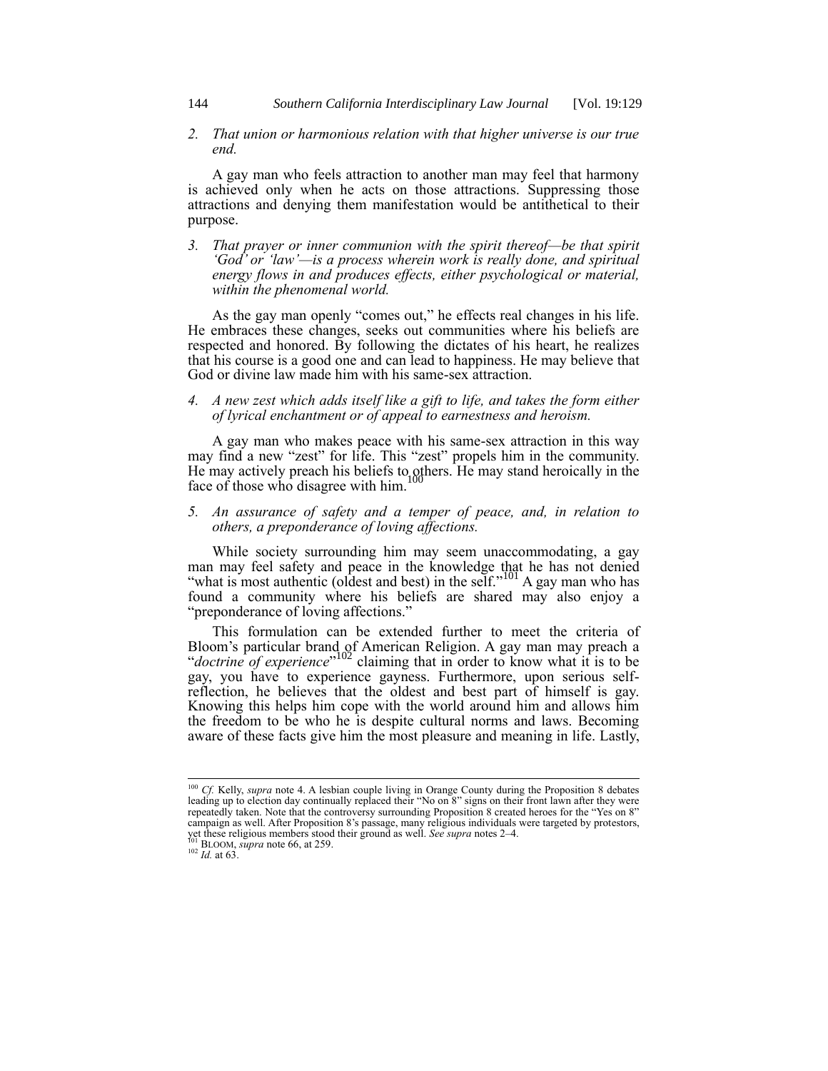2. *That union or harmonious relation with that higher universe is our true end.*

A gay man who feels attraction to another man may feel that harmony is achieved only when he acts on those attractions. Suppressing those attractions and denying them manifestation would be antithetical to their purpose.

3. *That prayer or inner communion with the spirit thereof—be that spirit 'God' or 'law'—is a process wherein work is really done, and spiritual energy flows in and produces effects, either psychological or material, within the phenomenal world.*

As the gay man openly "comes out," he effects real changes in his life. He embraces these changes, seeks out communities where his beliefs are respected and honored. By following the dictates of his heart, he realizes that his course is a good one and can lead to happiness. He may believe that God or divine law made him with his same-sex attraction.

4. *A new zest which adds itself like a gift to life, and takes the form either of lyrical enchantment or of appeal to earnestness and heroism.*

A gay man who makes peace with his same-sex attraction in this way may find a new "zest" for life. This "zest" propels him in the community. He may actively preach his beliefs to others. He may stand heroically in the face of those who disagree with him.[100]

5. *An assurance of safety and a temper of peace, and, in relation to others, a preponderance of loving affections.*

While society surrounding him may seem unaccommodating, a gay man may feel safety and peace in the knowledge that he has not denied "what is most authentic (oldest and best) in the self."[101] A gay man who has found a community where his beliefs are shared may also enjoy a "preponderance of loving affections."

This formulation can be extended further to meet the criteria of Bloom's particular brand of American Religion. A gay man may preach a "*doctrine of experience*"[102] claiming that in order to know what it is to be gay, you have to experience gayness. Furthermore, upon serious self-reflection, he believes that the oldest and best part of himself is gay. Knowing this helps him cope with the world around him and allows him the freedom to be who he is despite cultural norms and laws. Becoming aware of these facts give him the most pleasure and meaning in life. Lastly,

---

[100] *Cf.* Kelly, *supra* note 4. A lesbian couple living in Orange County during the Proposition 8 debates leading up to election day continually replaced their "No on 8" signs on their front lawn after they were repeatedly taken. Note that the controversy surrounding Proposition 8 created heroes for the "Yes on 8" campaign as well. After Proposition 8's passage, many religious individuals were targeted by protestors, yet these religious members stood their ground as well. *See supra* notes 2–4.

[101] BLOOM, *supra* note 66, at 259.

[102] *Id.* at 63.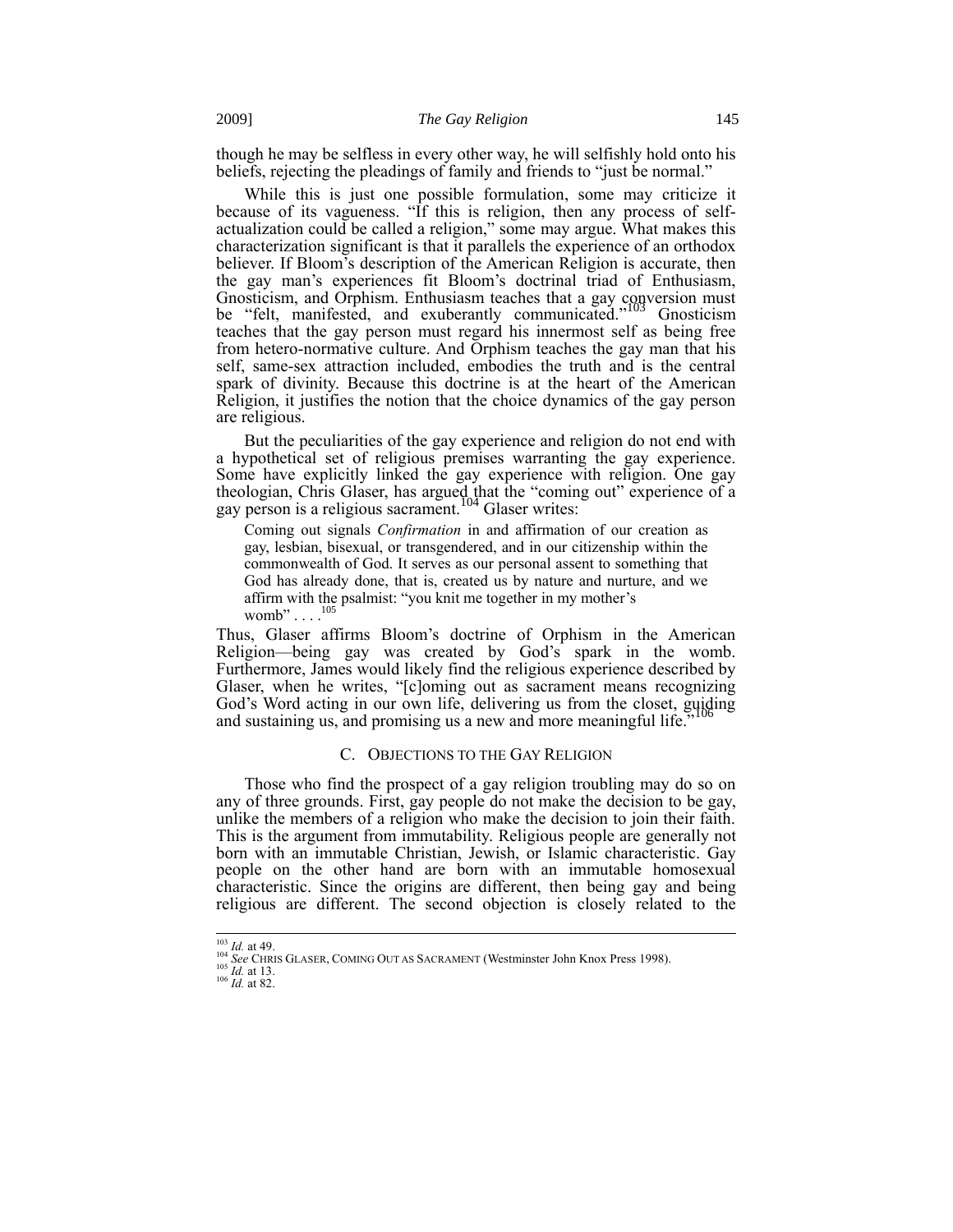though he may be selfless in every other way, he will selfishly hold onto his beliefs, rejecting the pleadings of family and friends to "just be normal."

While this is just one possible formulation, some may criticize it because of its vagueness. "If this is religion, then any process of self-actualization could be called a religion," some may argue. What makes this characterization significant is that it parallels the experience of an orthodox believer. If Bloom's description of the American Religion is accurate, then the gay man's experiences fit Bloom's doctrinal triad of Enthusiasm, Gnosticism, and Orphism. Enthusiasm teaches that a gay conversion must be "felt, manifested, and exuberantly communicated."[103] Gnosticism teaches that the gay person must regard his innermost self as being free from hetero-normative culture. And Orphism teaches the gay man that his self, same-sex attraction included, embodies the truth and is the central spark of divinity. Because this doctrine is at the heart of the American Religion, it justifies the notion that the choice dynamics of the gay person are religious.

But the peculiarities of the gay experience and religion do not end with a hypothetical set of religious premises warranting the gay experience. Some have explicitly linked the gay experience with religion. One gay theologian, Chris Glaser, has argued that the "coming out" experience of a gay person is a religious sacrament.[104] Glaser writes:

> Coming out signals *Confirmation* in and affirmation of our creation as gay, lesbian, bisexual, or transgendered, and in our citizenship within the commonwealth of God. It serves as our personal assent to something that God has already done, that is, created us by nature and nurture, and we affirm with the psalmist: "you knit me together in my mother's womb" . . . .[105]

Thus, Glaser affirms Bloom's doctrine of Orphism in the American Religion—being gay was created by God's spark in the womb. Furthermore, James would likely find the religious experience described by Glaser, when he writes, "[c]oming out as sacrament means recognizing God's Word acting in our own life, delivering us from the closet, guiding and sustaining us, and promising us a new and more meaningful life."[106]

### C. Objections to the Gay Religion

Those who find the prospect of a gay religion troubling may do so on any of three grounds. First, gay people do not make the decision to be gay, unlike the members of a religion who make the decision to join their faith. This is the argument from immutability. Religious people are generally not born with an immutable Christian, Jewish, or Islamic characteristic. Gay people on the other hand are born with an immutable homosexual characteristic. Since the origins are different, then being gay and being religious are different. The second objection is closely related to the

---

[103] *Id.* at 49.
[104] *See* Chris Glaser, Coming Out as Sacrament (Westminster John Knox Press 1998).
[105] *Id.* at 13.
[106] *Id.* at 82.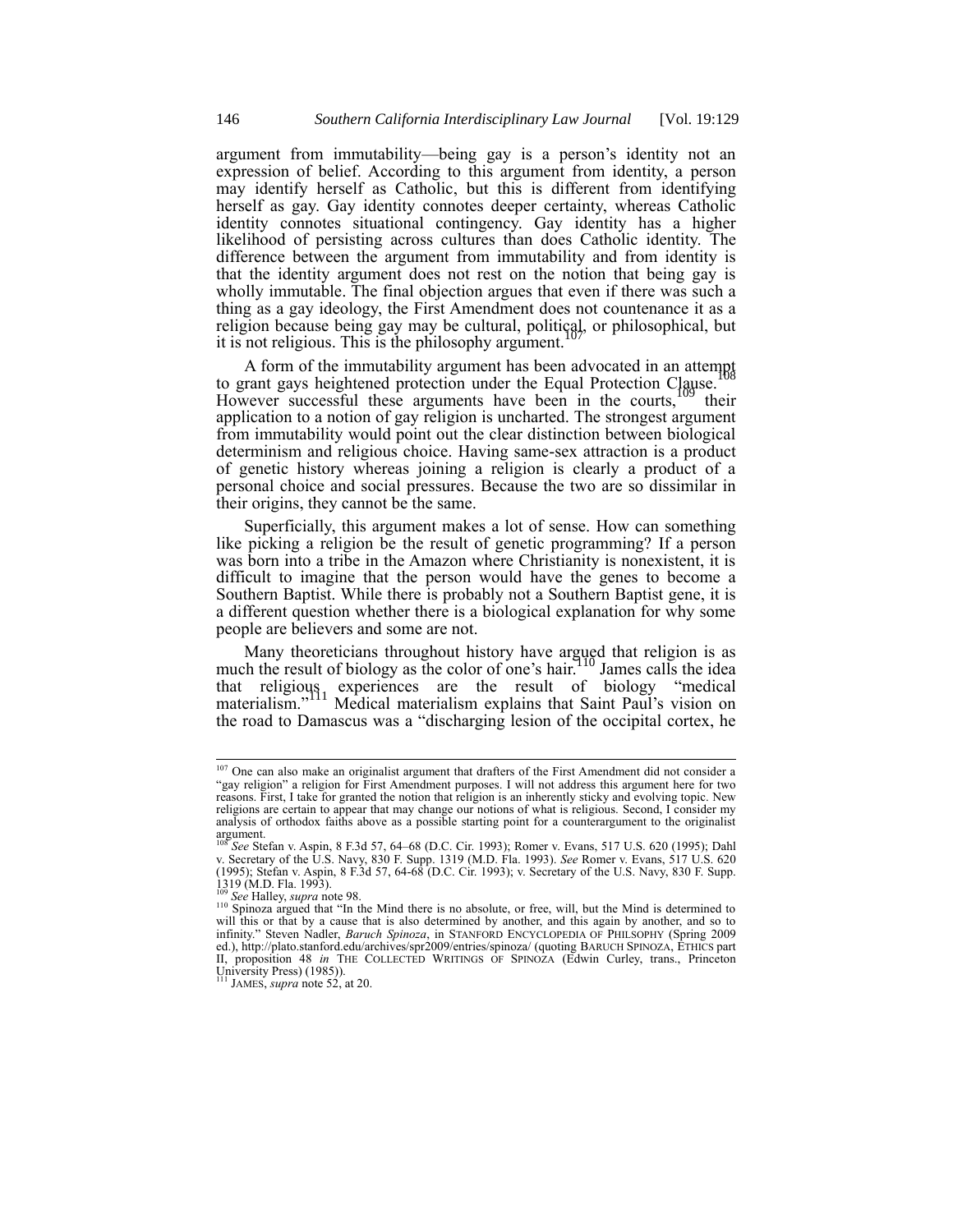argument from immutability—being gay is a person's identity not an expression of belief. According to this argument from identity, a person may identify herself as Catholic, but this is different from identifying herself as gay. Gay identity connotes deeper certainty, whereas Catholic identity connotes situational contingency. Gay identity has a higher likelihood of persisting across cultures than does Catholic identity. The difference between the argument from immutability and from identity is that the identity argument does not rest on the notion that being gay is wholly immutable. The final objection argues that even if there was such a thing as a gay ideology, the First Amendment does not countenance it as a religion because being gay may be cultural, political, or philosophical, but it is not religious. This is the philosophy argument.[107]

A form of the immutability argument has been advocated in an attempt to grant gays heightened protection under the Equal Protection Clause.[108] However successful these arguments have been in the courts,[109] their application to a notion of gay religion is uncharted. The strongest argument from immutability would point out the clear distinction between biological determinism and religious choice. Having same-sex attraction is a product of genetic history whereas joining a religion is clearly a product of a personal choice and social pressures. Because the two are so dissimilar in their origins, they cannot be the same.

Superficially, this argument makes a lot of sense. How can something like picking a religion be the result of genetic programming? If a person was born into a tribe in the Amazon where Christianity is nonexistent, it is difficult to imagine that the person would have the genes to become a Southern Baptist. While there is probably not a Southern Baptist gene, it is a different question whether there is a biological explanation for why some people are believers and some are not.

Many theoreticians throughout history have argued that religion is as much the result of biology as the color of one's hair.[110] James calls the idea that religious experiences are the result of biology "medical materialism."[111] Medical materialism explains that Saint Paul's vision on the road to Damascus was a "discharging lesion of the occipital cortex, he

---

[107] One can also make an originalist argument that drafters of the First Amendment did not consider a "gay religion" a religion for First Amendment purposes. I will not address this argument here for two reasons. First, I take for granted the notion that religion is an inherently sticky and evolving topic. New religions are certain to appear that may change our notions of what is religious. Second, I consider my analysis of orthodox faiths above as a possible starting point for a counterargument to the originalist argument.

[108] *See* Stefan v. Aspin, 8 F.3d 57, 64–68 (D.C. Cir. 1993); Romer v. Evans, 517 U.S. 620 (1995); Dahl v. Secretary of the U.S. Navy, 830 F. Supp. 1319 (M.D. Fla. 1993). *See* Romer v. Evans, 517 U.S. 620 (1995); Stefan v. Aspin, 8 F.3d 57, 64-68 (D.C. Cir. 1993); v. Secretary of the U.S. Navy, 830 F. Supp. 1319 (M.D. Fla. 1993).

[109] *See* Halley, *supra* note 98.

[110] Spinoza argued that "In the Mind there is no absolute, or free, will, but the Mind is determined to will this or that by a cause that is also determined by another, and this again by another, and so to infinity." Steven Nadler, *Baruch Spinoza*, in STANFORD ENCYCLOPEDIA OF PHILSOPHY (Spring 2009 ed.), http://plato.stanford.edu/archives/spr2009/entries/spinoza/ (quoting BARUCH SPINOZA, ETHICS part II, proposition 48 *in* THE COLLECTED WRITINGS OF SPINOZA (Edwin Curley, trans., Princeton University Press) (1985)).

[111] JAMES, *supra* note 52, at 20.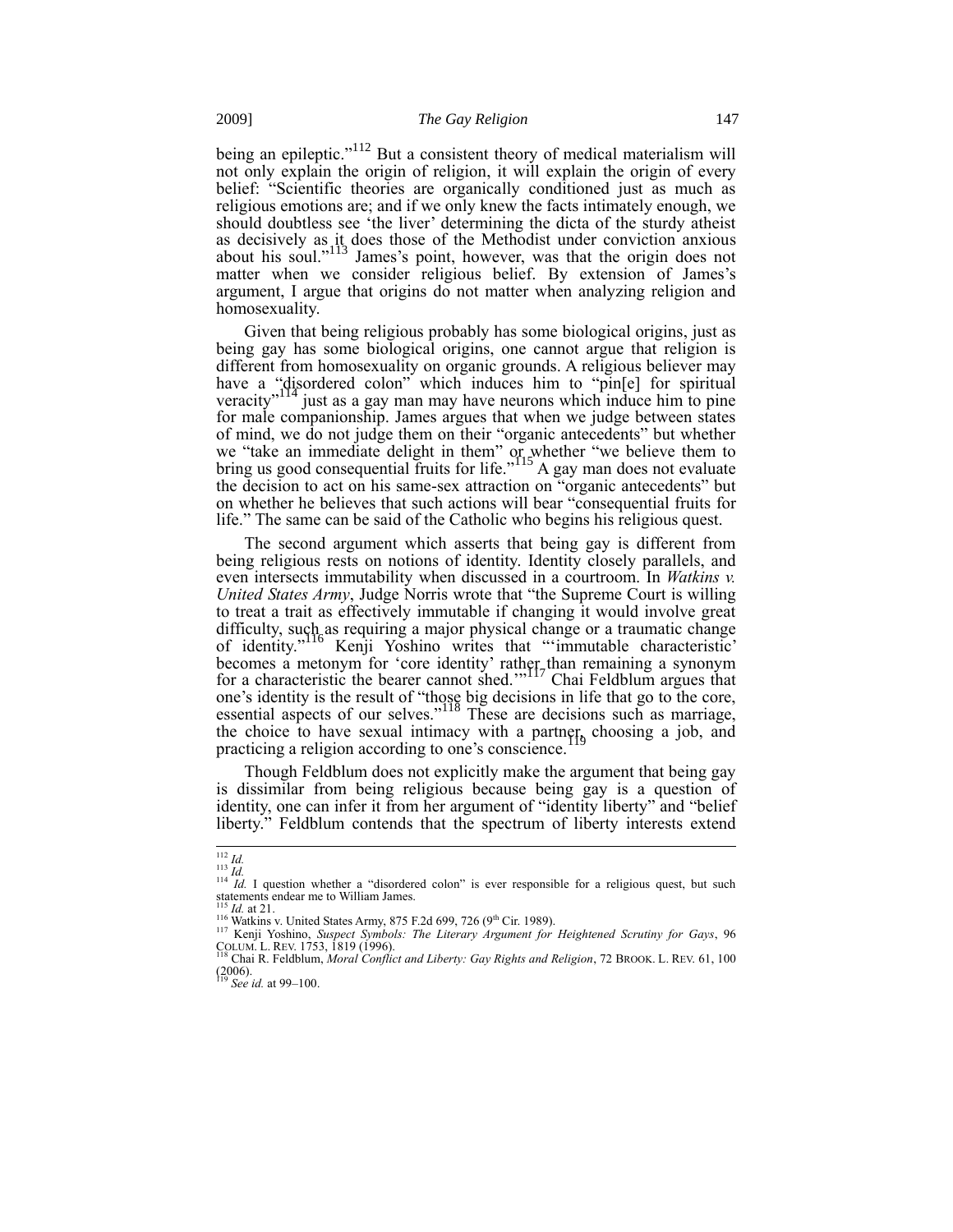being an epileptic."[112] But a consistent theory of medical materialism will not only explain the origin of religion, it will explain the origin of every belief: "Scientific theories are organically conditioned just as much as religious emotions are; and if we only knew the facts intimately enough, we should doubtless see 'the liver' determining the dicta of the sturdy atheist as decisively as it does those of the Methodist under conviction anxious about his soul."[113] James's point, however, was that the origin does not matter when we consider religious belief. By extension of James's argument, I argue that origins do not matter when analyzing religion and homosexuality.

Given that being religious probably has some biological origins, just as being gay has some biological origins, one cannot argue that religion is different from homosexuality on organic grounds. A religious believer may have a "disordered colon" which induces him to "pin[e] for spiritual veracity"[114] just as a gay man may have neurons which induce him to pine for male companionship. James argues that when we judge between states of mind, we do not judge them on their "organic antecedents" but whether we "take an immediate delight in them" or whether "we believe them to bring us good consequential fruits for life."[115] A gay man does not evaluate the decision to act on his same-sex attraction on "organic antecedents" but on whether he believes that such actions will bear "consequential fruits for life." The same can be said of the Catholic who begins his religious quest.

The second argument which asserts that being gay is different from being religious rests on notions of identity. Identity closely parallels, and even intersects immutability when discussed in a courtroom. In *Watkins v. United States Army*, Judge Norris wrote that "the Supreme Court is willing to treat a trait as effectively immutable if changing it would involve great difficulty, such as requiring a major physical change or a traumatic change of identity."[116] Kenji Yoshino writes that "'immutable characteristic' becomes a metonym for 'core identity' rather than remaining a synonym for a characteristic the bearer cannot shed.'"[117] Chai Feldblum argues that one's identity is the result of "those big decisions in life that go to the core, essential aspects of our selves."[118] These are decisions such as marriage, the choice to have sexual intimacy with a partner, choosing a job, and practicing a religion according to one's conscience.[119]

Though Feldblum does not explicitly make the argument that being gay is dissimilar from being religious because being gay is a question of identity, one can infer it from her argument of "identity liberty" and "belief liberty." Feldblum contends that the spectrum of liberty interests extend

---

[112] *Id.*
[113] *Id.*
[114] *Id.* I question whether a "disordered colon" is ever responsible for a religious quest, but such statements endear me to William James.
[115] *Id.* at 21.
[116] Watkins v. United States Army, 875 F.2d 699, 726 (9th Cir. 1989).
[117] Kenji Yoshino, *Suspect Symbols: The Literary Argument for Heightened Scrutiny for Gays*, 96 COLUM. L. REV. 1753, 1819 (1996).
[118] Chai R. Feldblum, *Moral Conflict and Liberty: Gay Rights and Religion*, 72 BROOK. L. REV. 61, 100 (2006).
[119] *See id.* at 99–100.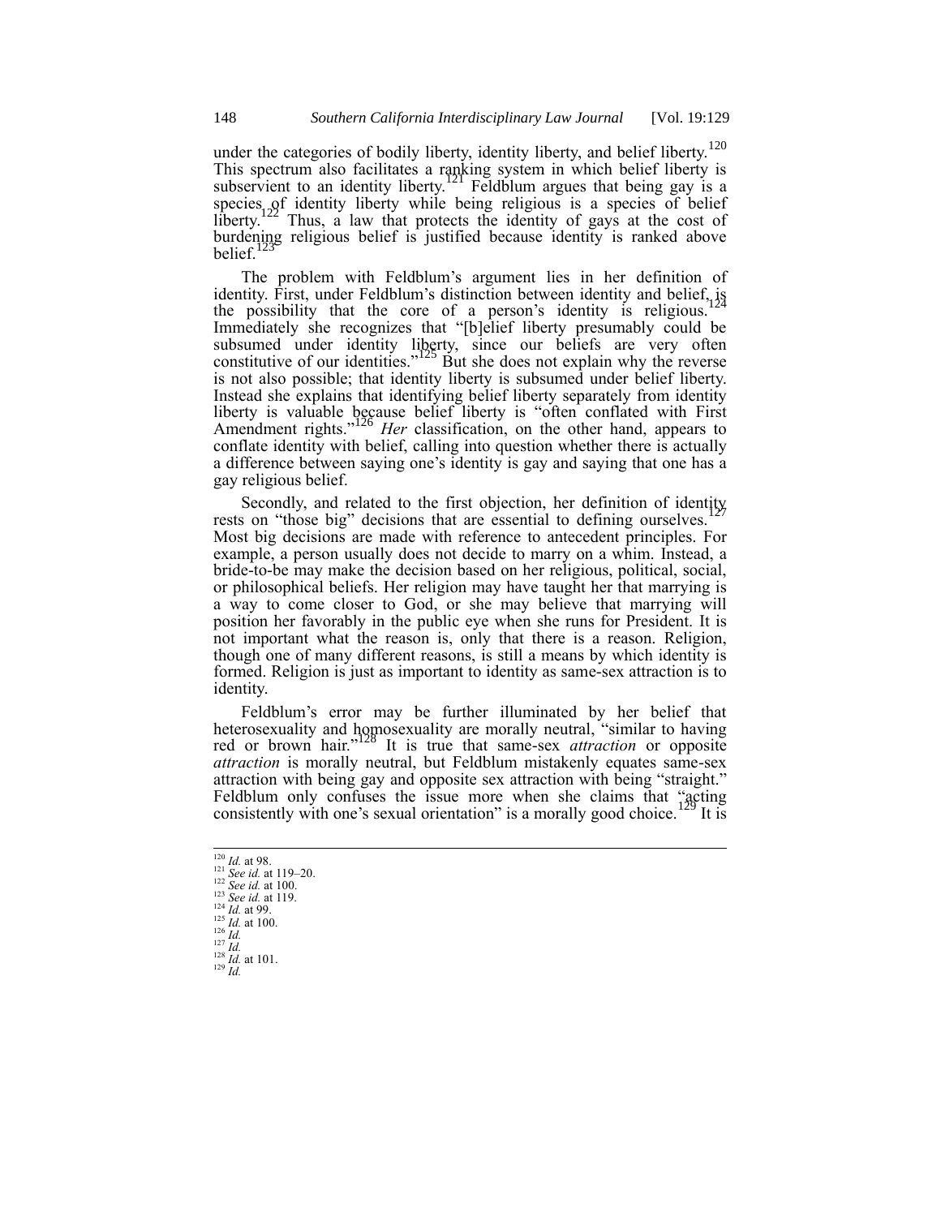under the categories of bodily liberty, identity liberty, and belief liberty.[120] This spectrum also facilitates a ranking system in which belief liberty is subservient to an identity liberty.[121] Feldblum argues that being gay is a species of identity liberty while being religious is a species of belief liberty.[122] Thus, a law that protects the identity of gays at the cost of burdening religious belief is justified because identity is ranked above belief.[123]

The problem with Feldblum's argument lies in her definition of identity. First, under Feldblum's distinction between identity and belief, is the possibility that the core of a person's identity is religious.[124] Immediately she recognizes that "[b]elief liberty presumably could be subsumed under identity liberty, since our beliefs are very often constitutive of our identities."[125] But she does not explain why the reverse is not also possible; that identity liberty is subsumed under belief liberty. Instead she explains that identifying belief liberty separately from identity liberty is valuable because belief liberty is "often conflated with First Amendment rights."[126] *Her* classification, on the other hand, appears to conflate identity with belief, calling into question whether there is actually a difference between saying one's identity is gay and saying that one has a gay religious belief.

Secondly, and related to the first objection, her definition of identity rests on "those big" decisions that are essential to defining ourselves.[127] Most big decisions are made with reference to antecedent principles. For example, a person usually does not decide to marry on a whim. Instead, a bride-to-be may make the decision based on her religious, political, social, or philosophical beliefs. Her religion may have taught her that marrying is a way to come closer to God, or she may believe that marrying will position her favorably in the public eye when she runs for President. It is not important what the reason is, only that there is a reason. Religion, though one of many different reasons, is still a means by which identity is formed. Religion is just as important to identity as same-sex attraction is to identity.

Feldblum's error may be further illuminated by her belief that heterosexuality and homosexuality are morally neutral, "similar to having red or brown hair."[128] It is true that same-sex *attraction* or opposite *attraction* is morally neutral, but Feldblum mistakenly equates same-sex attraction with being gay and opposite sex attraction with being "straight." Feldblum only confuses the issue more when she claims that "acting consistently with one's sexual orientation" is a morally good choice.[129] It is

---

[120] *Id.* at 98.
[121] *See id.* at 119–20.
[122] *See id.* at 100.
[123] *See id.* at 119.
[124] *Id.* at 99.
[125] *Id.* at 100.
[126] *Id.*
[127] *Id.*
[128] *Id.* at 101.
[129] *Id.*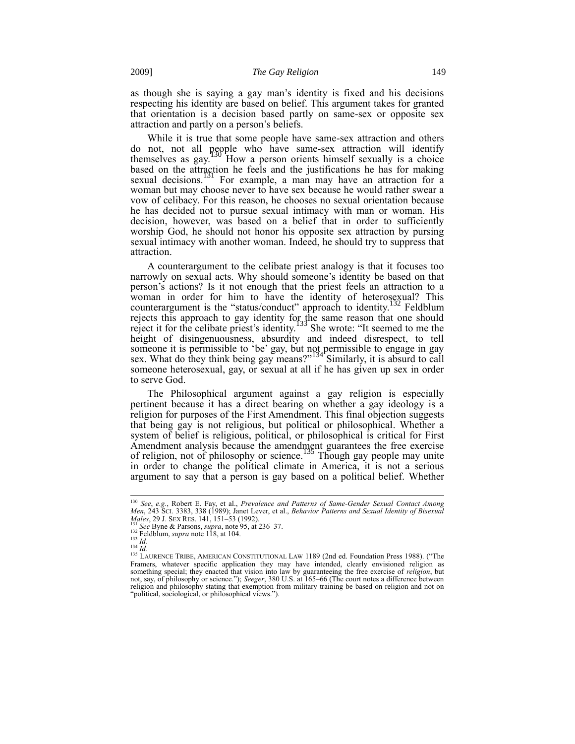as though she is saying a gay man's identity is fixed and his decisions respecting his identity are based on belief. This argument takes for granted that orientation is a decision based partly on same-sex or opposite sex attraction and partly on a person's beliefs.

While it is true that some people have same-sex attraction and others do not, not all people who have same-sex attraction will identify themselves as gay.[130] How a person orients himself sexually is a choice based on the attraction he feels and the justifications he has for making sexual decisions.[131] For example, a man may have an attraction for a woman but may choose never to have sex because he would rather swear a vow of celibacy. For this reason, he chooses no sexual orientation because he has decided not to pursue sexual intimacy with man or woman. His decision, however, was based on a belief that in order to sufficiently worship God, he should not honor his opposite sex attraction by pursing sexual intimacy with another woman. Indeed, he should try to suppress that attraction.

A counterargument to the celibate priest analogy is that it focuses too narrowly on sexual acts. Why should someone's identity be based on that person's actions? Is it not enough that the priest feels an attraction to a woman in order for him to have the identity of heterosexual? This counterargument is the "status/conduct" approach to identity.[132] Feldblum rejects this approach to gay identity for the same reason that one should reject it for the celibate priest's identity.[133] She wrote: "It seemed to me the height of disingenuousness, absurdity and indeed disrespect, to tell someone it is permissible to 'be' gay, but not permissible to engage in gay sex. What do they think being gay means?"[134] Similarly, it is absurd to call someone heterosexual, gay, or sexual at all if he has given up sex in order to serve God.

The Philosophical argument against a gay religion is especially pertinent because it has a direct bearing on whether a gay ideology is a religion for purposes of the First Amendment. This final objection suggests that being gay is not religious, but political or philosophical. Whether a system of belief is religious, political, or philosophical is critical for First Amendment analysis because the amendment guarantees the free exercise of religion, not of philosophy or science.[135] Though gay people may unite in order to change the political climate in America, it is not a serious argument to say that a person is gay based on a political belief. Whether

---

[130] *See*, *e.g.*, Robert E. Fay, et al., *Prevalence and Patterns of Same-Gender Sexual Contact Among Men*, 243 SCI. 3383, 338 (1989); Janet Lever, et al., *Behavior Patterns and Sexual Identity of Bisexual Males*, 29 J. SEX RES. 141, 151–53 (1992).

[131] *See* Byne & Parsons, *supra*, note 95, at 236–37.

[132] Feldblum, *supra* note 118, at 104.

[133] *Id.*

[134] *Id.*

[135] LAURENCE TRIBE, AMERICAN CONSTITUTIONAL LAW 1189 (2nd ed. Foundation Press 1988). ("The Framers, whatever specific application they may have intended, clearly envisioned religion as something special; they enacted that vision into law by guaranteeing the free exercise of *religion*, but not, say, of philosophy or science."); *Seeger*, 380 U.S. at 165–66 (The court notes a difference between religion and philosophy stating that exemption from military training be based on religion and not on "political, sociological, or philosophical views.").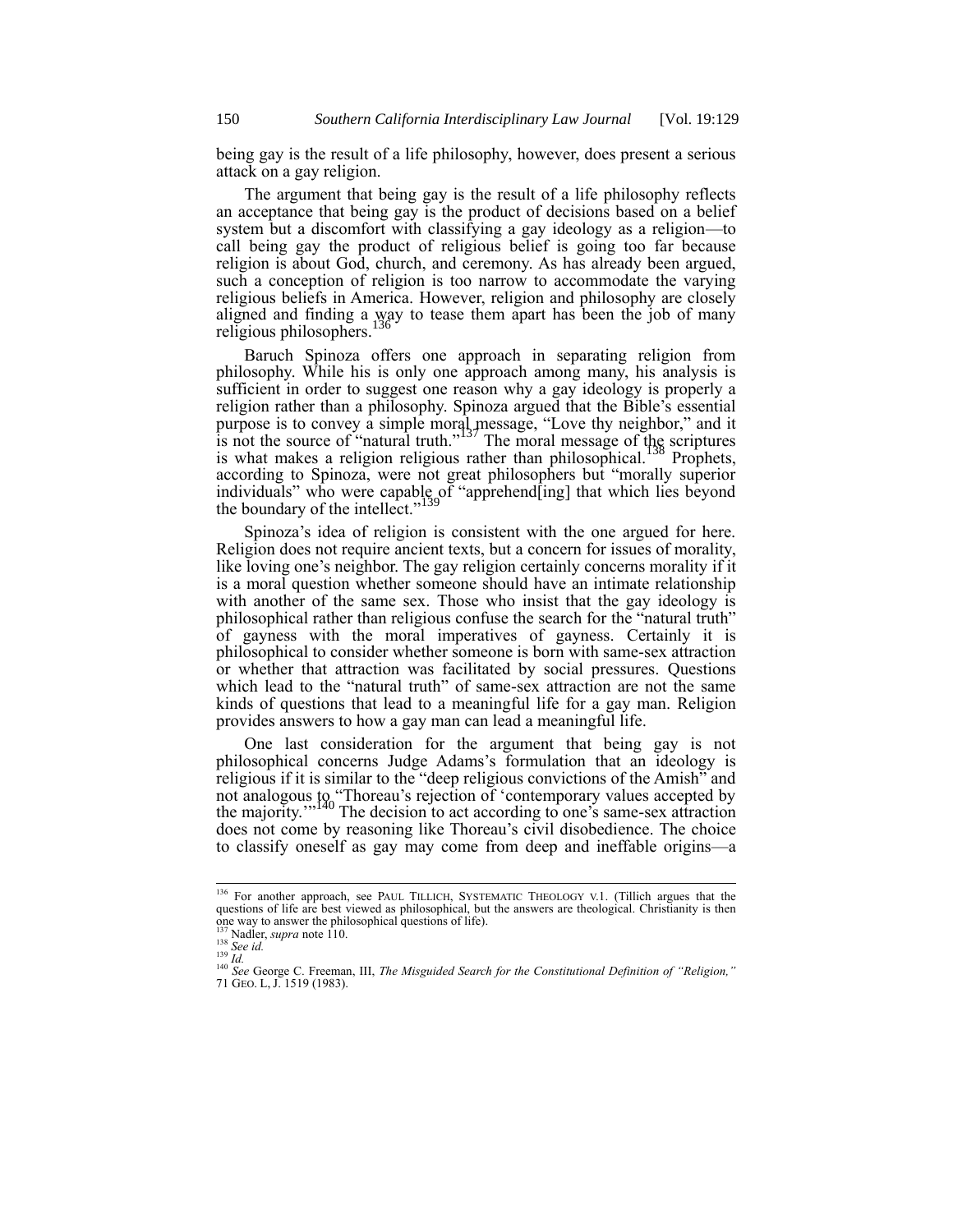being gay is the result of a life philosophy, however, does present a serious attack on a gay religion.

The argument that being gay is the result of a life philosophy reflects an acceptance that being gay is the product of decisions based on a belief system but a discomfort with classifying a gay ideology as a religion—to call being gay the product of religious belief is going too far because religion is about God, church, and ceremony. As has already been argued, such a conception of religion is too narrow to accommodate the varying religious beliefs in America. However, religion and philosophy are closely aligned and finding a way to tease them apart has been the job of many religious philosophers.[136]

Baruch Spinoza offers one approach in separating religion from philosophy. While his is only one approach among many, his analysis is sufficient in order to suggest one reason why a gay ideology is properly a religion rather than a philosophy. Spinoza argued that the Bible's essential purpose is to convey a simple moral message, "Love thy neighbor," and it is not the source of "natural truth."[137] The moral message of the scriptures is what makes a religion religious rather than philosophical.[138] Prophets, according to Spinoza, were not great philosophers but "morally superior individuals" who were capable of "apprehend[ing] that which lies beyond the boundary of the intellect."[139]

Spinoza's idea of religion is consistent with the one argued for here. Religion does not require ancient texts, but a concern for issues of morality, like loving one's neighbor. The gay religion certainly concerns morality if it is a moral question whether someone should have an intimate relationship with another of the same sex. Those who insist that the gay ideology is philosophical rather than religious confuse the search for the "natural truth" of gayness with the moral imperatives of gayness. Certainly it is philosophical to consider whether someone is born with same-sex attraction or whether that attraction was facilitated by social pressures. Questions which lead to the "natural truth" of same-sex attraction are not the same kinds of questions that lead to a meaningful life for a gay man. Religion provides answers to how a gay man can lead a meaningful life.

One last consideration for the argument that being gay is not philosophical concerns Judge Adams's formulation that an ideology is religious if it is similar to the "deep religious convictions of the Amish" and not analogous to "Thoreau's rejection of 'contemporary values accepted by the majority.'"[140] The decision to act according to one's same-sex attraction does not come by reasoning like Thoreau's civil disobedience. The choice to classify oneself as gay may come from deep and ineffable origins—a

---

[136] For another approach, see PAUL TILLICH, SYSTEMATIC THEOLOGY V.1. (Tillich argues that the questions of life are best viewed as philosophical, but the answers are theological. Christianity is then one way to answer the philosophical questions of life).

[137] Nadler, *supra* note 110.

[138] *See id.*

[139] *Id.*

[140] *See* George C. Freeman, III, *The Misguided Search for the Constitutional Definition of "Religion,"* 71 GEO. L, J. 1519 (1983).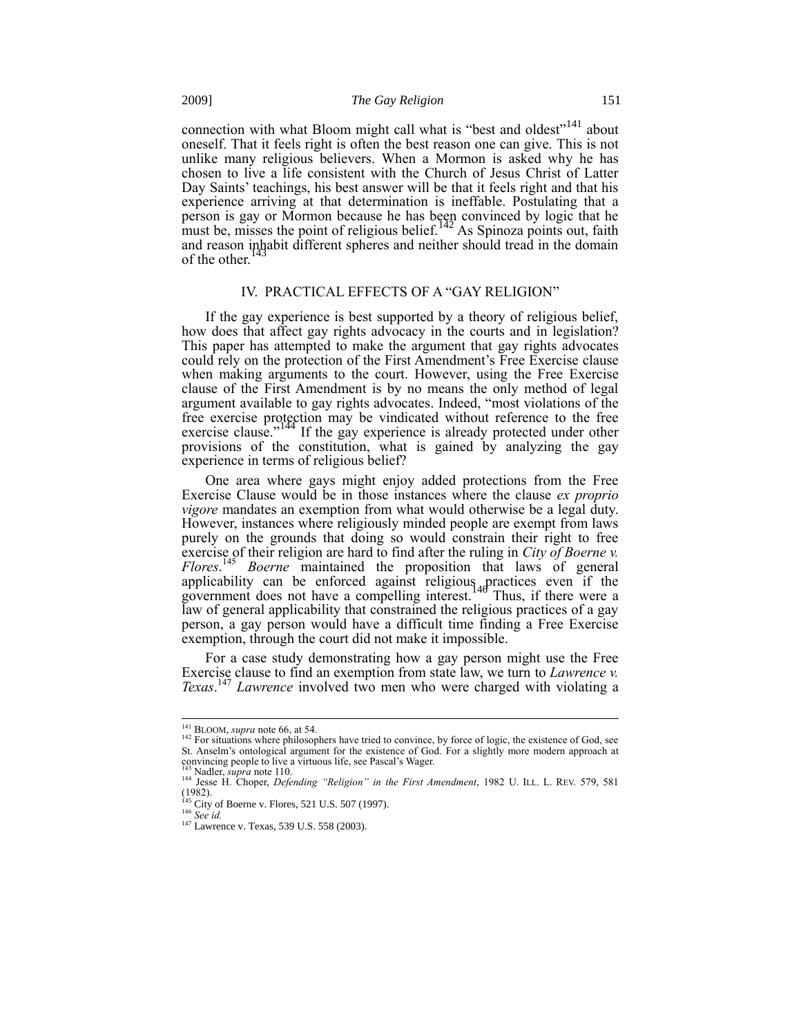connection with what Bloom might call what is "best and oldest"[141] about oneself. That it feels right is often the best reason one can give. This is not unlike many religious believers. When a Mormon is asked why he has chosen to live a life consistent with the Church of Jesus Christ of Latter Day Saints' teachings, his best answer will be that it feels right and that his experience arriving at that determination is ineffable. Postulating that a person is gay or Mormon because he has been convinced by logic that he must be, misses the point of religious belief.[142] As Spinoza points out, faith and reason inhabit different spheres and neither should tread in the domain of the other.[143]

## IV. PRACTICAL EFFECTS OF A "GAY RELIGION"

If the gay experience is best supported by a theory of religious belief, how does that affect gay rights advocacy in the courts and in legislation? This paper has attempted to make the argument that gay rights advocates could rely on the protection of the First Amendment's Free Exercise clause when making arguments to the court. However, using the Free Exercise clause of the First Amendment is by no means the only method of legal argument available to gay rights advocates. Indeed, "most violations of the free exercise protection may be vindicated without reference to the free exercise clause."[144] If the gay experience is already protected under other provisions of the constitution, what is gained by analyzing the gay experience in terms of religious belief?

One area where gays might enjoy added protections from the Free Exercise Clause would be in those instances where the clause *ex proprio vigore* mandates an exemption from what would otherwise be a legal duty. However, instances where religiously minded people are exempt from laws purely on the grounds that doing so would constrain their right to free exercise of their religion are hard to find after the ruling in *City of Boerne v. Flores*.[145] *Boerne* maintained the proposition that laws of general applicability can be enforced against religious practices even if the government does not have a compelling interest.[146] Thus, if there were a law of general applicability that constrained the religious practices of a gay person, a gay person would have a difficult time finding a Free Exercise exemption, through the court did not make it impossible.

For a case study demonstrating how a gay person might use the Free Exercise clause to find an exemption from state law, we turn to *Lawrence v. Texas*.[147] *Lawrence* involved two men who were charged with violating a

---

[141] BLOOM, *supra* note 66, at 54.

[142] For situations where philosophers have tried to convince, by force of logic, the existence of God, see St. Anselm's ontological argument for the existence of God. For a slightly more modern approach at convincing people to live a virtuous life, see Pascal's Wager.

[143] Nadler, *supra* note 110.

[144] Jesse H. Choper, *Defending "Religion" in the First Amendment*, 1982 U. ILL. L. REV. 579, 581 (1982).

[145] City of Boerne v. Flores, 521 U.S. 507 (1997).

[146] *See id.*

[147] Lawrence v. Texas, 539 U.S. 558 (2003).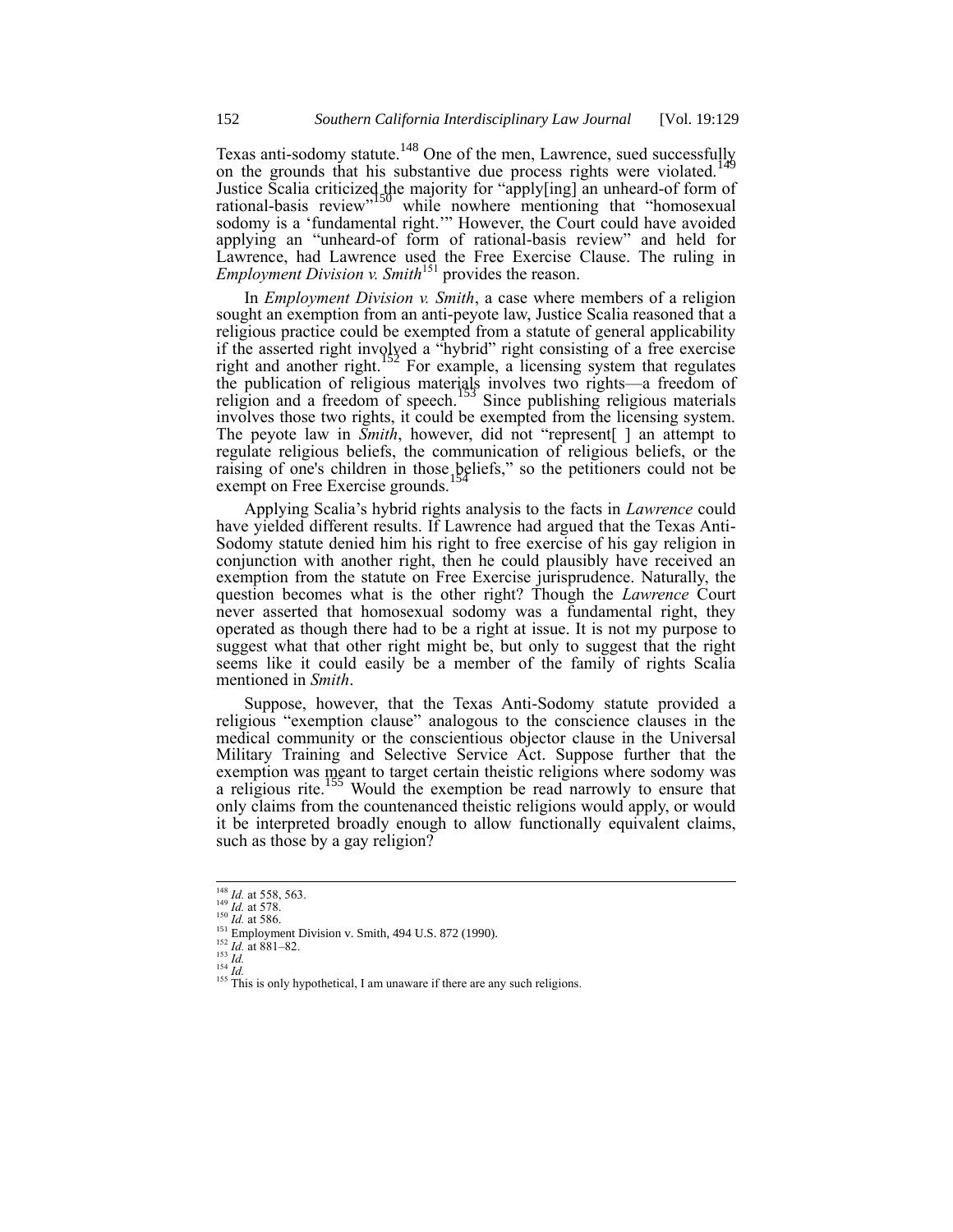Texas anti-sodomy statute.[148] One of the men, Lawrence, sued successfully on the grounds that his substantive due process rights were violated.[149] Justice Scalia criticized the majority for "apply[ing] an unheard-of form of rational-basis review"[150] while nowhere mentioning that "homosexual sodomy is a 'fundamental right.'" However, the Court could have avoided applying an "unheard-of form of rational-basis review" and held for Lawrence, had Lawrence used the Free Exercise Clause. The ruling in *Employment Division v. Smith*[151] provides the reason.

In *Employment Division v. Smith*, a case where members of a religion sought an exemption from an anti-peyote law, Justice Scalia reasoned that a religious practice could be exempted from a statute of general applicability if the asserted right involved a "hybrid" right consisting of a free exercise right and another right.[152] For example, a licensing system that regulates the publication of religious materials involves two rights—a freedom of religion and a freedom of speech.[153] Since publishing religious materials involves those two rights, it could be exempted from the licensing system. The peyote law in *Smith*, however, did not "represent[ ] an attempt to regulate religious beliefs, the communication of religious beliefs, or the raising of one's children in those beliefs," so the petitioners could not be exempt on Free Exercise grounds.[154]

Applying Scalia's hybrid rights analysis to the facts in *Lawrence* could have yielded different results. If Lawrence had argued that the Texas Anti-Sodomy statute denied him his right to free exercise of his gay religion in conjunction with another right, then he could plausibly have received an exemption from the statute on Free Exercise jurisprudence. Naturally, the question becomes what is the other right? Though the *Lawrence* Court never asserted that homosexual sodomy was a fundamental right, they operated as though there had to be a right at issue. It is not my purpose to suggest what that other right might be, but only to suggest that the right seems like it could easily be a member of the family of rights Scalia mentioned in *Smith*.

Suppose, however, that the Texas Anti-Sodomy statute provided a religious "exemption clause" analogous to the conscience clauses in the medical community or the conscientious objector clause in the Universal Military Training and Selective Service Act. Suppose further that the exemption was meant to target certain theistic religions where sodomy was a religious rite.[155] Would the exemption be read narrowly to ensure that only claims from the countenanced theistic religions would apply, or would it be interpreted broadly enough to allow functionally equivalent claims, such as those by a gay religion?

---

[148] *Id.* at 558, 563.
[149] *Id.* at 578.
[150] *Id.* at 586.
[151] Employment Division v. Smith, 494 U.S. 872 (1990).
[152] *Id.* at 881–82.
[153] *Id.*
[154] *Id.*
[155] This is only hypothetical, I am unaware if there are any such religions.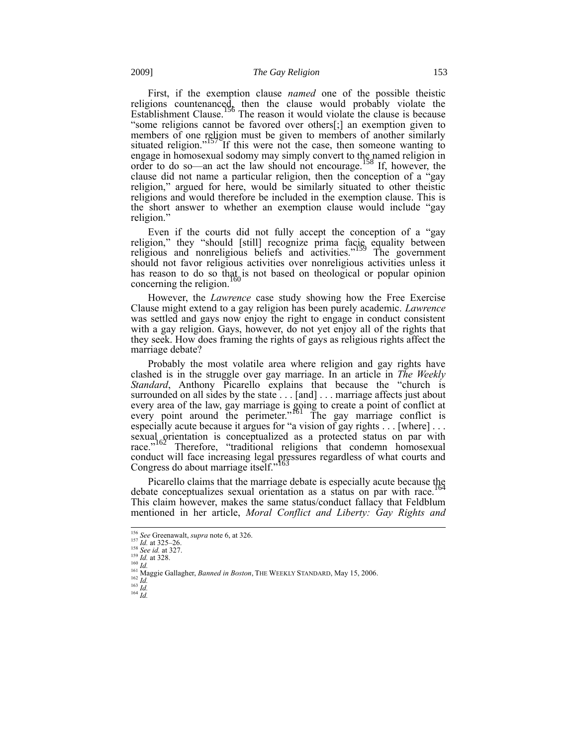First, if the exemption clause *named* one of the possible theistic religions countenanced, then the clause would probably violate the Establishment Clause.[156] The reason it would violate the clause is because "some religions cannot be favored over others[;] an exemption given to members of one religion must be given to members of another similarly situated religion."[157] If this were not the case, then someone wanting to engage in homosexual sodomy may simply convert to the named religion in order to do so—an act the law should not encourage.[158] If, however, the clause did not name a particular religion, then the conception of a "gay religion," argued for here, would be similarly situated to other theistic religions and would therefore be included in the exemption clause. This is the short answer to whether an exemption clause would include "gay religion."

Even if the courts did not fully accept the conception of a "gay religion," they "should [still] recognize prima facie equality between religious and nonreligious beliefs and activities."[159] The government should not favor religious activities over nonreligious activities unless it has reason to do so that is not based on theological or popular opinion concerning the religion.[160]

However, the *Lawrence* case study showing how the Free Exercise Clause might extend to a gay religion has been purely academic. *Lawrence* was settled and gays now enjoy the right to engage in conduct consistent with a gay religion. Gays, however, do not yet enjoy all of the rights that they seek. How does framing the rights of gays as religious rights affect the marriage debate?

Probably the most volatile area where religion and gay rights have clashed is in the struggle over gay marriage. In an article in *The Weekly Standard*, Anthony Picarello explains that because the "church is surrounded on all sides by the state . . . [and] . . . marriage affects just about every area of the law, gay marriage is going to create a point of conflict at every point around the perimeter."[161] The gay marriage conflict is especially acute because it argues for "a vision of gay rights . . . [where] . . . sexual orientation is conceptualized as a protected status on par with race."[162] Therefore, "traditional religions that condemn homosexual conduct will face increasing legal pressures regardless of what courts and Congress do about marriage itself."[163]

Picarello claims that the marriage debate is especially acute because the debate conceptualizes sexual orientation as a status on par with race.[164] This claim however, makes the same status/conduct fallacy that Feldblum mentioned in her article, *Moral Conflict and Liberty: Gay Rights and*

---

[156] *See* Greenawalt, *supra* note 6, at 326.
[157] *Id.* at 325–26.
[158] *See id.* at 327.
[159] *Id.* at 328.
[160] *Id.*
[161] Maggie Gallagher, *Banned in Boston*, THE WEEKLY STANDARD, May 15, 2006.
[162] *Id.*
[163] *Id.*
[164] *Id.*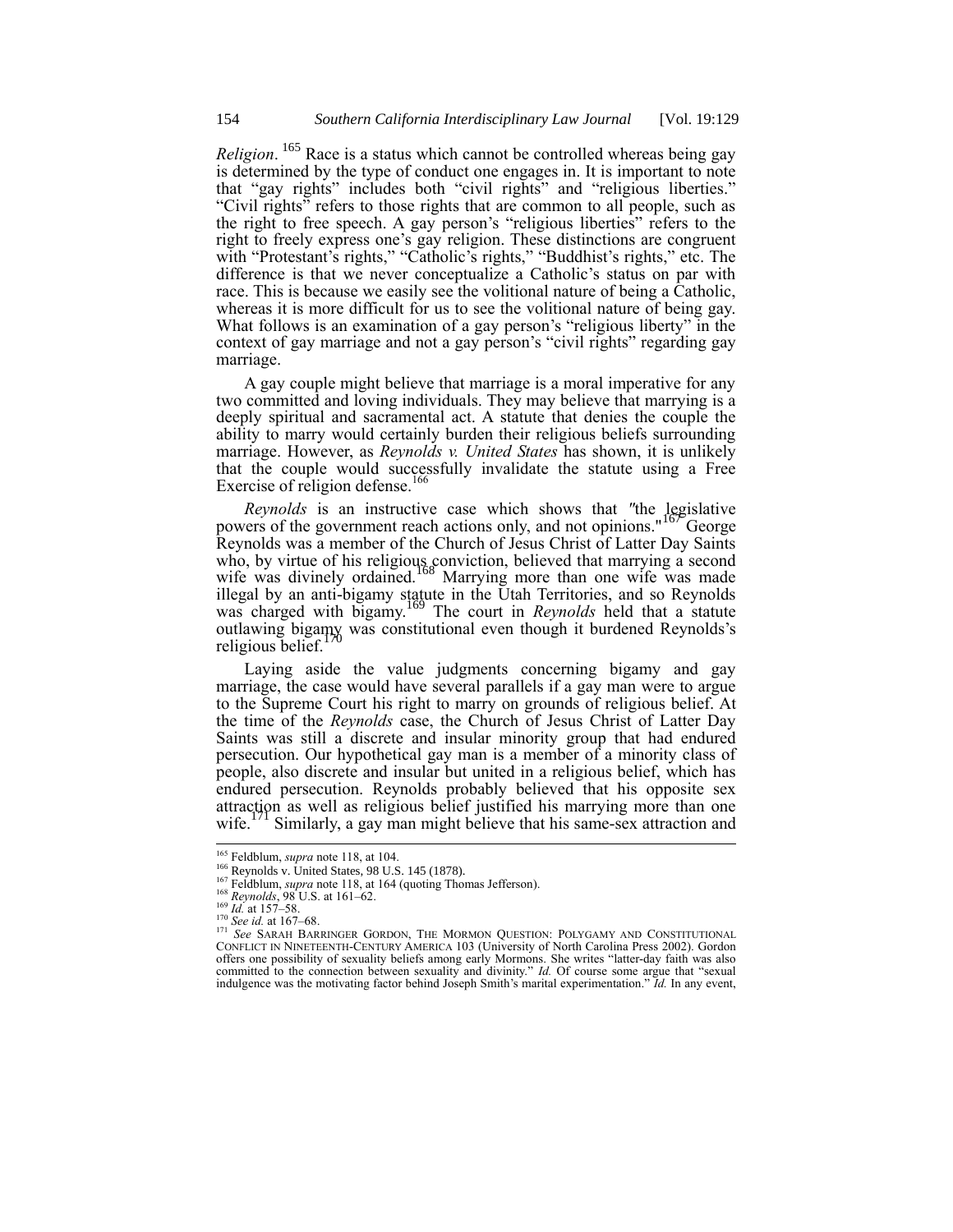*Religion*.[165] Race is a status which cannot be controlled whereas being gay is determined by the type of conduct one engages in. It is important to note that "gay rights" includes both "civil rights" and "religious liberties." "Civil rights" refers to those rights that are common to all people, such as the right to free speech. A gay person's "religious liberties" refers to the right to freely express one's gay religion. These distinctions are congruent with "Protestant's rights," "Catholic's rights," "Buddhist's rights," etc. The difference is that we never conceptualize a Catholic's status on par with race. This is because we easily see the volitional nature of being a Catholic, whereas it is more difficult for us to see the volitional nature of being gay. What follows is an examination of a gay person's "religious liberty" in the context of gay marriage and not a gay person's "civil rights" regarding gay marriage.

A gay couple might believe that marriage is a moral imperative for any two committed and loving individuals. They may believe that marrying is a deeply spiritual and sacramental act. A statute that denies the couple the ability to marry would certainly burden their religious beliefs surrounding marriage. However, as *Reynolds v. United States* has shown, it is unlikely that the couple would successfully invalidate the statute using a Free Exercise of religion defense.[166]

*Reynolds* is an instructive case which shows that "the legislative powers of the government reach actions only, and not opinions."[167] George Reynolds was a member of the Church of Jesus Christ of Latter Day Saints who, by virtue of his religious conviction, believed that marrying a second wife was divinely ordained.[168] Marrying more than one wife was made illegal by an anti-bigamy statute in the Utah Territories, and so Reynolds was charged with bigamy.[169] The court in *Reynolds* held that a statute outlawing bigamy was constitutional even though it burdened Reynolds's religious belief.[170]

Laying aside the value judgments concerning bigamy and gay marriage, the case would have several parallels if a gay man were to argue to the Supreme Court his right to marry on grounds of religious belief. At the time of the *Reynolds* case, the Church of Jesus Christ of Latter Day Saints was still a discrete and insular minority group that had endured persecution. Our hypothetical gay man is a member of a minority class of people, also discrete and insular but united in a religious belief, which has endured persecution. Reynolds probably believed that his opposite sex attraction as well as religious belief justified his marrying more than one wife.[171] Similarly, a gay man might believe that his same-sex attraction and

---

[165] Feldblum, *supra* note 118, at 104.

[166] Reynolds v. United States, 98 U.S. 145 (1878).

[167] Feldblum, *supra* note 118, at 164 (quoting Thomas Jefferson).

[168] *Reynolds*, 98 U.S. at 161–62.

[169] *Id.* at 157–58.

[170] *See id.* at 167–68.

[171] *See* SARAH BARRINGER GORDON, THE MORMON QUESTION: POLYGAMY AND CONSTITUTIONAL CONFLICT IN NINETEENTH-CENTURY AMERICA 103 (University of North Carolina Press 2002). Gordon offers one possibility of sexuality beliefs among early Mormons. She writes "latter-day faith was also committed to the connection between sexuality and divinity." *Id.* Of course some argue that "sexual indulgence was the motivating factor behind Joseph Smith's marital experimentation." *Id.* In any event,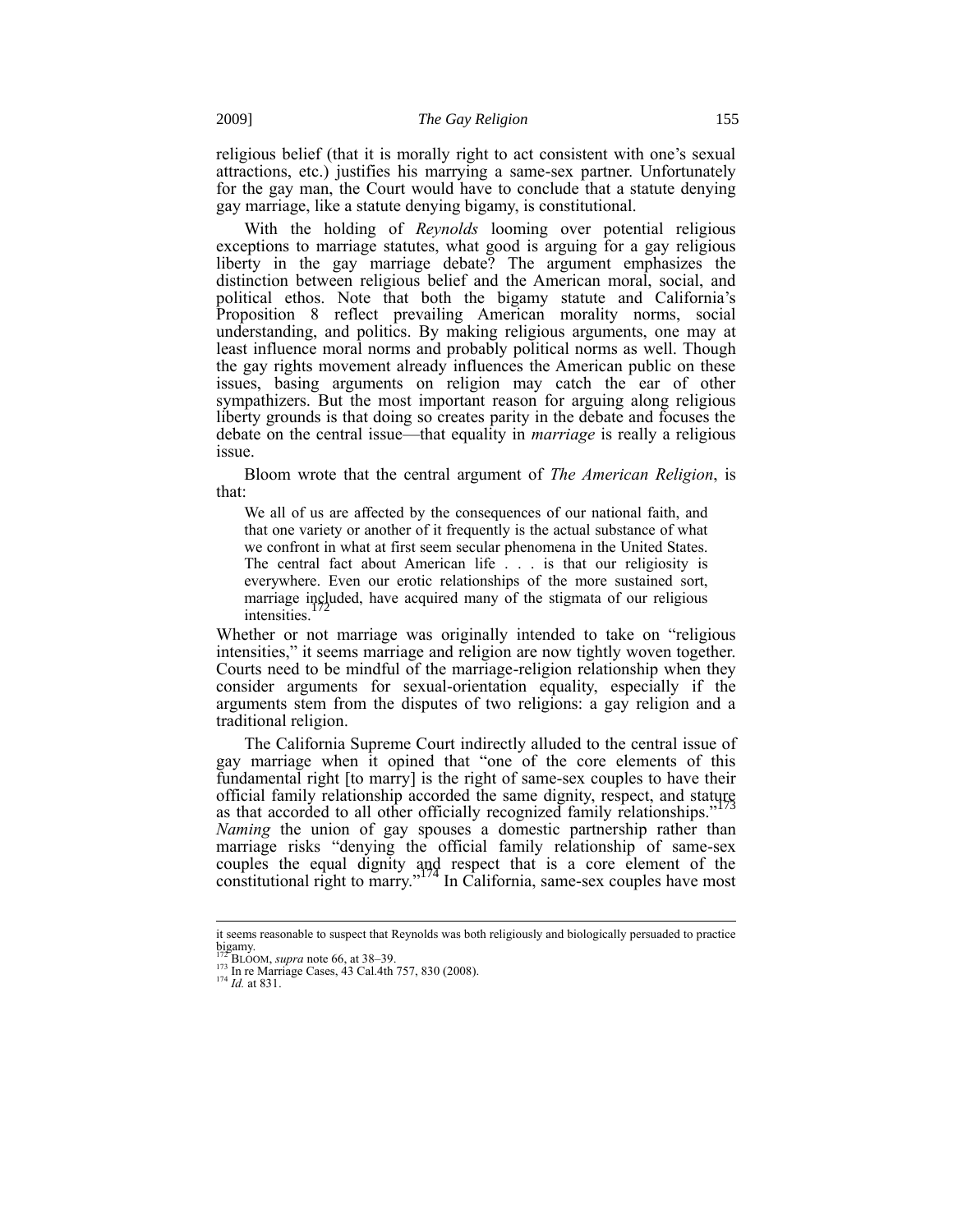religious belief (that it is morally right to act consistent with one's sexual attractions, etc.) justifies his marrying a same-sex partner. Unfortunately for the gay man, the Court would have to conclude that a statute denying gay marriage, like a statute denying bigamy, is constitutional.

With the holding of *Reynolds* looming over potential religious exceptions to marriage statutes, what good is arguing for a gay religious liberty in the gay marriage debate? The argument emphasizes the distinction between religious belief and the American moral, social, and political ethos. Note that both the bigamy statute and California's Proposition 8 reflect prevailing American morality norms, social understanding, and politics. By making religious arguments, one may at least influence moral norms and probably political norms as well. Though the gay rights movement already influences the American public on these issues, basing arguments on religion may catch the ear of other sympathizers. But the most important reason for arguing along religious liberty grounds is that doing so creates parity in the debate and focuses the debate on the central issue—that equality in *marriage* is really a religious issue.

Bloom wrote that the central argument of *The American Religion*, is that:

> We all of us are affected by the consequences of our national faith, and that one variety or another of it frequently is the actual substance of what we confront in what at first seem secular phenomena in the United States. The central fact about American life . . . is that our religiosity is everywhere. Even our erotic relationships of the more sustained sort, marriage included, have acquired many of the stigmata of our religious intensities.[172]

Whether or not marriage was originally intended to take on "religious intensities," it seems marriage and religion are now tightly woven together. Courts need to be mindful of the marriage-religion relationship when they consider arguments for sexual-orientation equality, especially if the arguments stem from the disputes of two religions: a gay religion and a traditional religion.

The California Supreme Court indirectly alluded to the central issue of gay marriage when it opined that "one of the core elements of this fundamental right [to marry] is the right of same-sex couples to have their official family relationship accorded the same dignity, respect, and stature as that accorded to all other officially recognized family relationships."[173] *Naming* the union of gay spouses a domestic partnership rather than marriage risks "denying the official family relationship of same-sex couples the equal dignity and respect that is a core element of the constitutional right to marry."[174] In California, same-sex couples have most

---

it seems reasonable to suspect that Reynolds was both religiously and biologically persuaded to practice bigamy.

[172] BLOOM, *supra* note 66, at 38–39.

[173] In re Marriage Cases, 43 Cal.4th 757, 830 (2008).

[174] *Id.* at 831.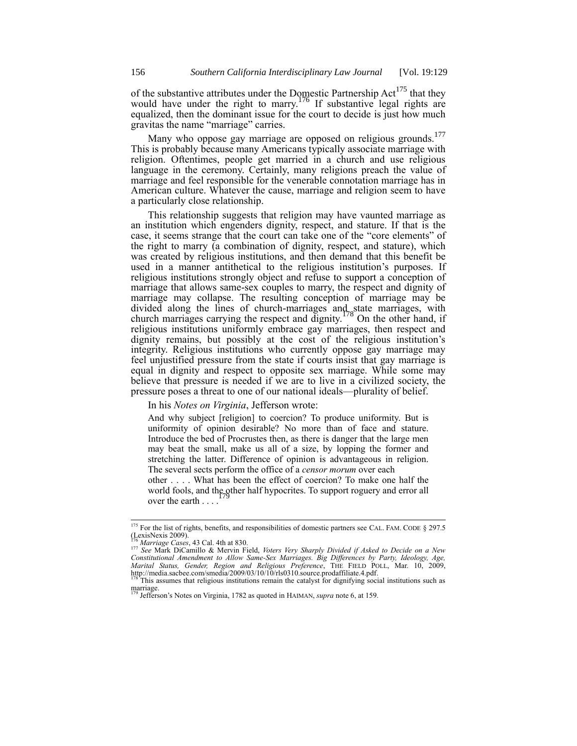of the substantive attributes under the Domestic Partnership Act[175] that they would have under the right to marry.[176] If substantive legal rights are equalized, then the dominant issue for the court to decide is just how much gravitas the name "marriage" carries.

Many who oppose gay marriage are opposed on religious grounds.[177] This is probably because many Americans typically associate marriage with religion. Oftentimes, people get married in a church and use religious language in the ceremony. Certainly, many religions preach the value of marriage and feel responsible for the venerable connotation marriage has in American culture. Whatever the cause, marriage and religion seem to have a particularly close relationship.

This relationship suggests that religion may have vaunted marriage as an institution which engenders dignity, respect, and stature. If that is the case, it seems strange that the court can take one of the "core elements" of the right to marry (a combination of dignity, respect, and stature), which was created by religious institutions, and then demand that this benefit be used in a manner antithetical to the religious institution's purposes. If religious institutions strongly object and refuse to support a conception of marriage that allows same-sex couples to marry, the respect and dignity of marriage may collapse. The resulting conception of marriage may be divided along the lines of church-marriages and state marriages, with church marriages carrying the respect and dignity.[178] On the other hand, if religious institutions uniformly embrace gay marriages, then respect and dignity remains, but possibly at the cost of the religious institution's integrity. Religious institutions who currently oppose gay marriage may feel unjustified pressure from the state if courts insist that gay marriage is equal in dignity and respect to opposite sex marriage. While some may believe that pressure is needed if we are to live in a civilized society, the pressure poses a threat to one of our national ideals—plurality of belief.

In his *Notes on Virginia*, Jefferson wrote:

> And why subject [religion] to coercion? To produce uniformity. But is uniformity of opinion desirable? No more than of face and stature. Introduce the bed of Procrustes then, as there is danger that the large men may beat the small, make us all of a size, by lopping the former and stretching the latter. Difference of opinion is advantageous in religion. The several sects perform the office of a *censor morum* over each other . . . . What has been the effect of coercion? To make one half the world fools, and the other half hypocrites. To support roguery and error all over the earth . . . .[179]

---

[175] For the list of rights, benefits, and responsibilities of domestic partners see CAL. FAM. CODE § 297.5 (LexisNexis 2009).

[176] *Marriage Cases*, 43 Cal. 4th at 830.

[177] *See* Mark DiCamillo & Mervin Field, *Voters Very Sharply Divided if Asked to Decide on a New Constitutional Amendment to Allow Same-Sex Marriages. Big Differences by Party, Ideology, Age, Marital Status, Gender, Region and Religious Preference*, THE FIELD POLL, Mar. 10, 2009, http://media.sacbee.com/smedia/2009/03/10/10/rls0310.source.prodaffiliate.4.pdf.

[178] This assumes that religious institutions remain the catalyst for dignifying social institutions such as marriage.

[179] Jefferson's Notes on Virginia, 1782 as quoted in HAIMAN, *supra* note 6, at 159.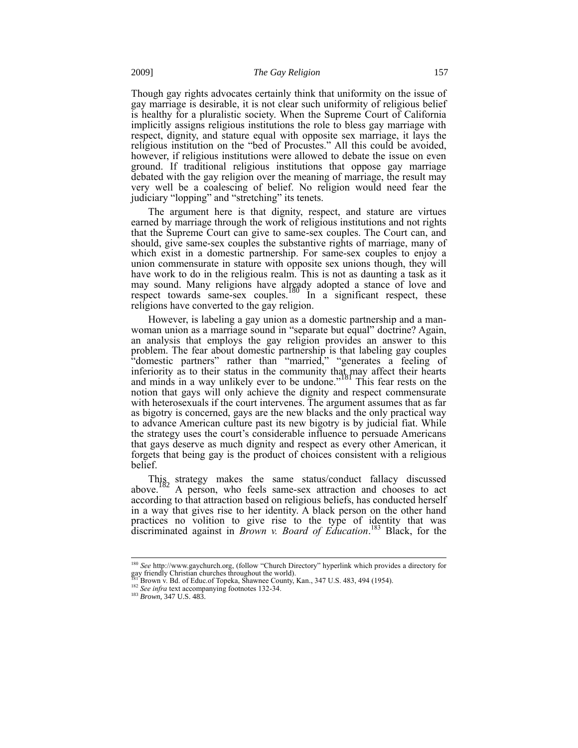Though gay rights advocates certainly think that uniformity on the issue of gay marriage is desirable, it is not clear such uniformity of religious belief is healthy for a pluralistic society. When the Supreme Court of California implicitly assigns religious institutions the role to bless gay marriage with respect, dignity, and stature equal with opposite sex marriage, it lays the religious institution on the "bed of Procustes." All this could be avoided, however, if religious institutions were allowed to debate the issue on even ground. If traditional religious institutions that oppose gay marriage debated with the gay religion over the meaning of marriage, the result may very well be a coalescing of belief. No religion would need fear the judiciary "lopping" and "stretching" its tenets.

The argument here is that dignity, respect, and stature are virtues earned by marriage through the work of religious institutions and not rights that the Supreme Court can give to same-sex couples. The Court can, and should, give same-sex couples the substantive rights of marriage, many of which exist in a domestic partnership. For same-sex couples to enjoy a union commensurate in stature with opposite sex unions though, they will have work to do in the religious realm. This is not as daunting a task as it may sound. Many religions have already adopted a stance of love and respect towards same-sex couples.[180] In a significant respect, these religions have converted to the gay religion.

However, is labeling a gay union as a domestic partnership and a man-woman union as a marriage sound in "separate but equal" doctrine? Again, an analysis that employs the gay religion provides an answer to this problem. The fear about domestic partnership is that labeling gay couples "domestic partners" rather than "married," "generates a feeling of inferiority as to their status in the community that may affect their hearts and minds in a way unlikely ever to be undone."[181] This fear rests on the notion that gays will only achieve the dignity and respect commensurate with heterosexuals if the court intervenes. The argument assumes that as far as bigotry is concerned, gays are the new blacks and the only practical way to advance American culture past its new bigotry is by judicial fiat. While the strategy uses the court's considerable influence to persuade Americans that gays deserve as much dignity and respect as every other American, it forgets that being gay is the product of choices consistent with a religious belief.

This strategy makes the same status/conduct fallacy discussed above.[182] A person, who feels same-sex attraction and chooses to act according to that attraction based on religious beliefs, has conducted herself in a way that gives rise to her identity. A black person on the other hand practices no volition to give rise to the type of identity that was discriminated against in *Brown v. Board of Education*.[183] Black, for the

---

[180] *See* http://www.gaychurch.org, (follow "Church Directory" hyperlink which provides a directory for gay friendly Christian churches throughout the world).

[181] Brown v. Bd. of Educ.of Topeka, Shawnee County, Kan., 347 U.S. 483, 494 (1954).

[182] *See infra* text accompanying footnotes 132-34.

[183] *Brown*, 347 U.S. 483.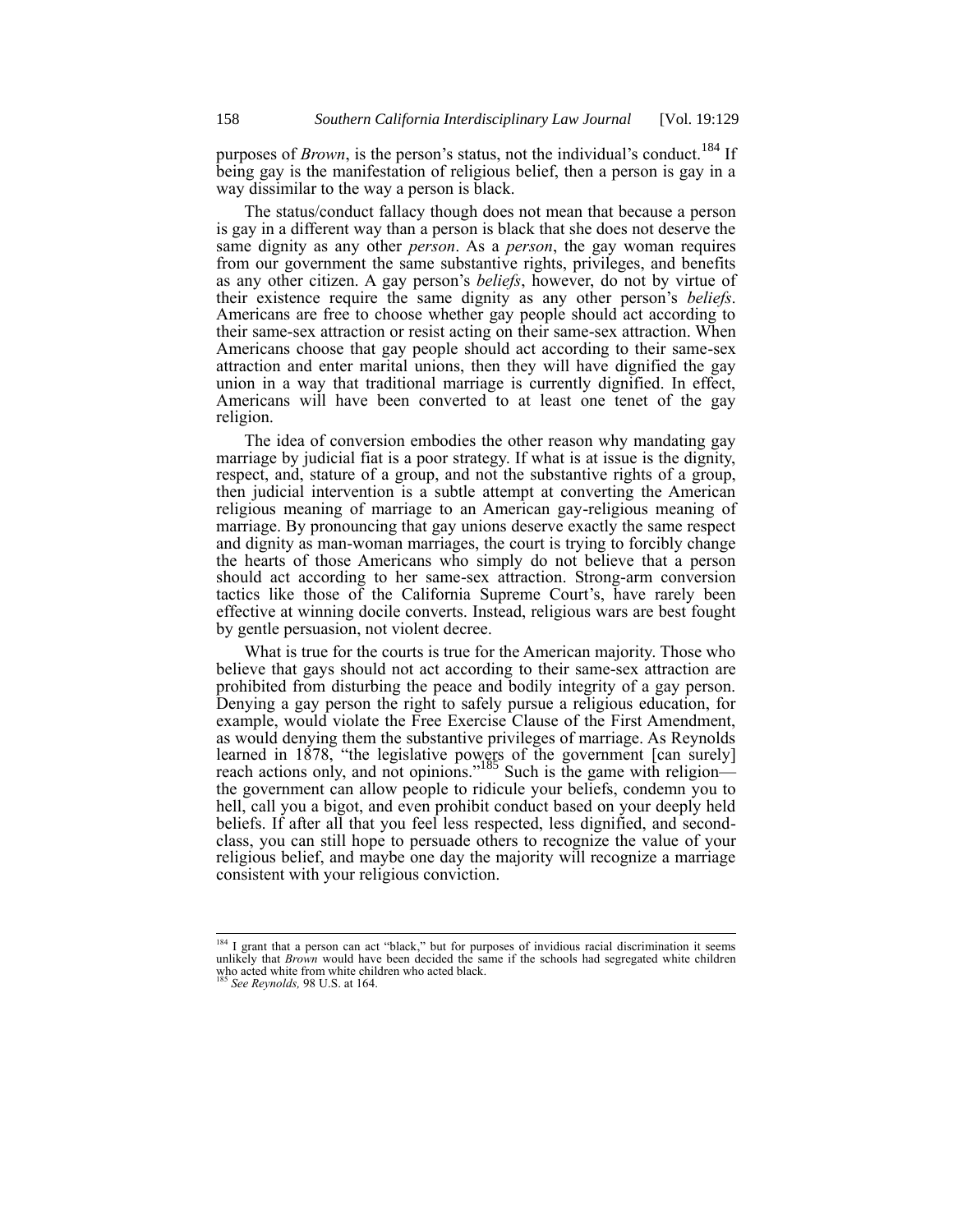purposes of *Brown*, is the person's status, not the individual's conduct.[184] If being gay is the manifestation of religious belief, then a person is gay in a way dissimilar to the way a person is black.

The status/conduct fallacy though does not mean that because a person is gay in a different way than a person is black that she does not deserve the same dignity as any other *person*. As a *person*, the gay woman requires from our government the same substantive rights, privileges, and benefits as any other citizen. A gay person's *beliefs*, however, do not by virtue of their existence require the same dignity as any other person's *beliefs*. Americans are free to choose whether gay people should act according to their same-sex attraction or resist acting on their same-sex attraction. When Americans choose that gay people should act according to their same-sex attraction and enter marital unions, then they will have dignified the gay union in a way that traditional marriage is currently dignified. In effect, Americans will have been converted to at least one tenet of the gay religion.

The idea of conversion embodies the other reason why mandating gay marriage by judicial fiat is a poor strategy. If what is at issue is the dignity, respect, and, stature of a group, and not the substantive rights of a group, then judicial intervention is a subtle attempt at converting the American religious meaning of marriage to an American gay-religious meaning of marriage. By pronouncing that gay unions deserve exactly the same respect and dignity as man-woman marriages, the court is trying to forcibly change the hearts of those Americans who simply do not believe that a person should act according to her same-sex attraction. Strong-arm conversion tactics like those of the California Supreme Court's, have rarely been effective at winning docile converts. Instead, religious wars are best fought by gentle persuasion, not violent decree.

What is true for the courts is true for the American majority. Those who believe that gays should not act according to their same-sex attraction are prohibited from disturbing the peace and bodily integrity of a gay person. Denying a gay person the right to safely pursue a religious education, for example, would violate the Free Exercise Clause of the First Amendment, as would denying them the substantive privileges of marriage. As Reynolds learned in 1878, "the legislative powers of the government [can surely] reach actions only, and not opinions."[185] Such is the game with religion—the government can allow people to ridicule your beliefs, condemn you to hell, call you a bigot, and even prohibit conduct based on your deeply held beliefs. If after all that you feel less respected, less dignified, and second-class, you can still hope to persuade others to recognize the value of your religious belief, and maybe one day the majority will recognize a marriage consistent with your religious conviction.

---

[184] I grant that a person can act "black," but for purposes of invidious racial discrimination it seems unlikely that *Brown* would have been decided the same if the schools had segregated white children who acted white from white children who acted black.

[185] *See Reynolds,* 98 U.S. at 164.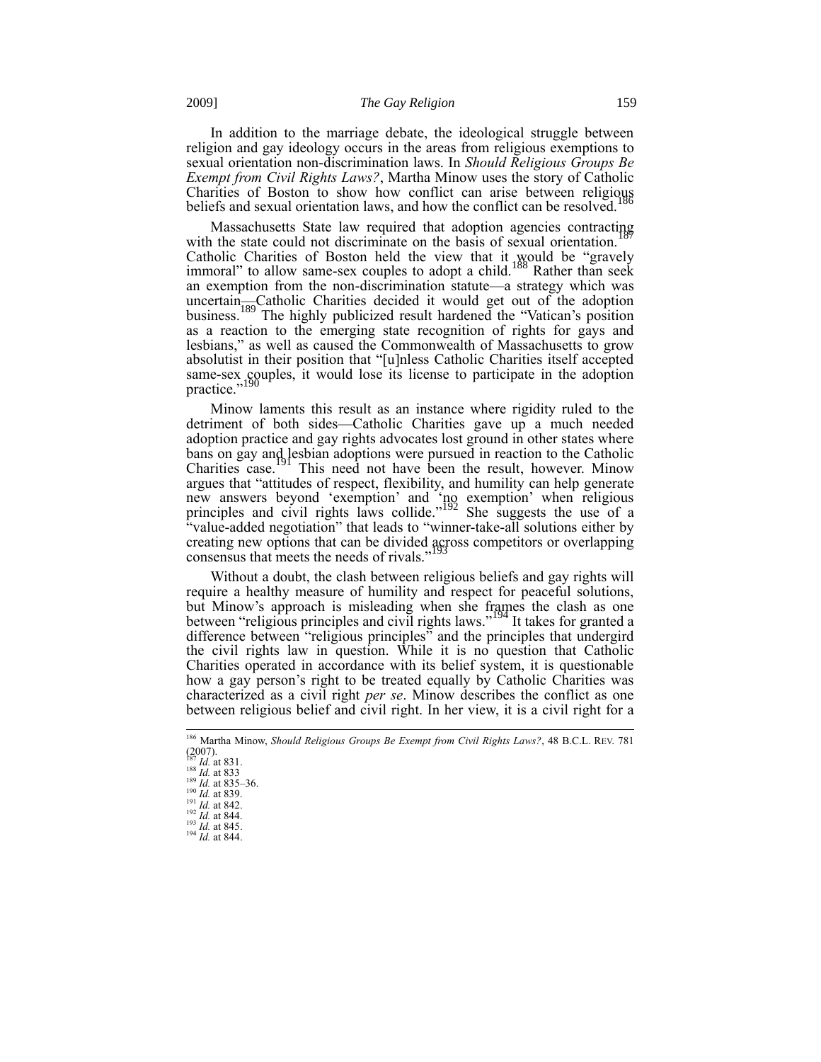In addition to the marriage debate, the ideological struggle between religion and gay ideology occurs in the areas from religious exemptions to sexual orientation non-discrimination laws. In *Should Religious Groups Be Exempt from Civil Rights Laws?*, Martha Minow uses the story of Catholic Charities of Boston to show how conflict can arise between religious beliefs and sexual orientation laws, and how the conflict can be resolved.[186]

Massachusetts State law required that adoption agencies contracting with the state could not discriminate on the basis of sexual orientation.[187] Catholic Charities of Boston held the view that it would be "gravely immoral" to allow same-sex couples to adopt a child.[188] Rather than seek an exemption from the non-discrimination statute—a strategy which was uncertain—Catholic Charities decided it would get out of the adoption business.[189] The highly publicized result hardened the "Vatican's position as a reaction to the emerging state recognition of rights for gays and lesbians," as well as caused the Commonwealth of Massachusetts to grow absolutist in their position that "[u]nless Catholic Charities itself accepted same-sex couples, it would lose its license to participate in the adoption practice."[190]

Minow laments this result as an instance where rigidity ruled to the detriment of both sides—Catholic Charities gave up a much needed adoption practice and gay rights advocates lost ground in other states where bans on gay and lesbian adoptions were pursued in reaction to the Catholic Charities case.[191] This need not have been the result, however. Minow argues that "attitudes of respect, flexibility, and humility can help generate new answers beyond 'exemption' and 'no exemption' when religious principles and civil rights laws collide."[192] She suggests the use of a "value-added negotiation" that leads to "winner-take-all solutions either by creating new options that can be divided across competitors or overlapping consensus that meets the needs of rivals."[193]

Without a doubt, the clash between religious beliefs and gay rights will require a healthy measure of humility and respect for peaceful solutions, but Minow's approach is misleading when she frames the clash as one between "religious principles and civil rights laws."[194] It takes for granted a difference between "religious principles" and the principles that undergird the civil rights law in question. While it is no question that Catholic Charities operated in accordance with its belief system, it is questionable how a gay person's right to be treated equally by Catholic Charities was characterized as a civil right *per se*. Minow describes the conflict as one between religious belief and civil right. In her view, it is a civil right for a

---

[186] Martha Minow, *Should Religious Groups Be Exempt from Civil Rights Laws?*, 48 B.C.L. REV. 781 (2007).
[187] *Id.* at 831.
[188] *Id.* at 833
[189] *Id.* at 835–36.
[190] *Id.* at 839.
[191] *Id.* at 842.
[192] *Id.* at 844.
[193] *Id.* at 845.
[194] *Id.* at 844.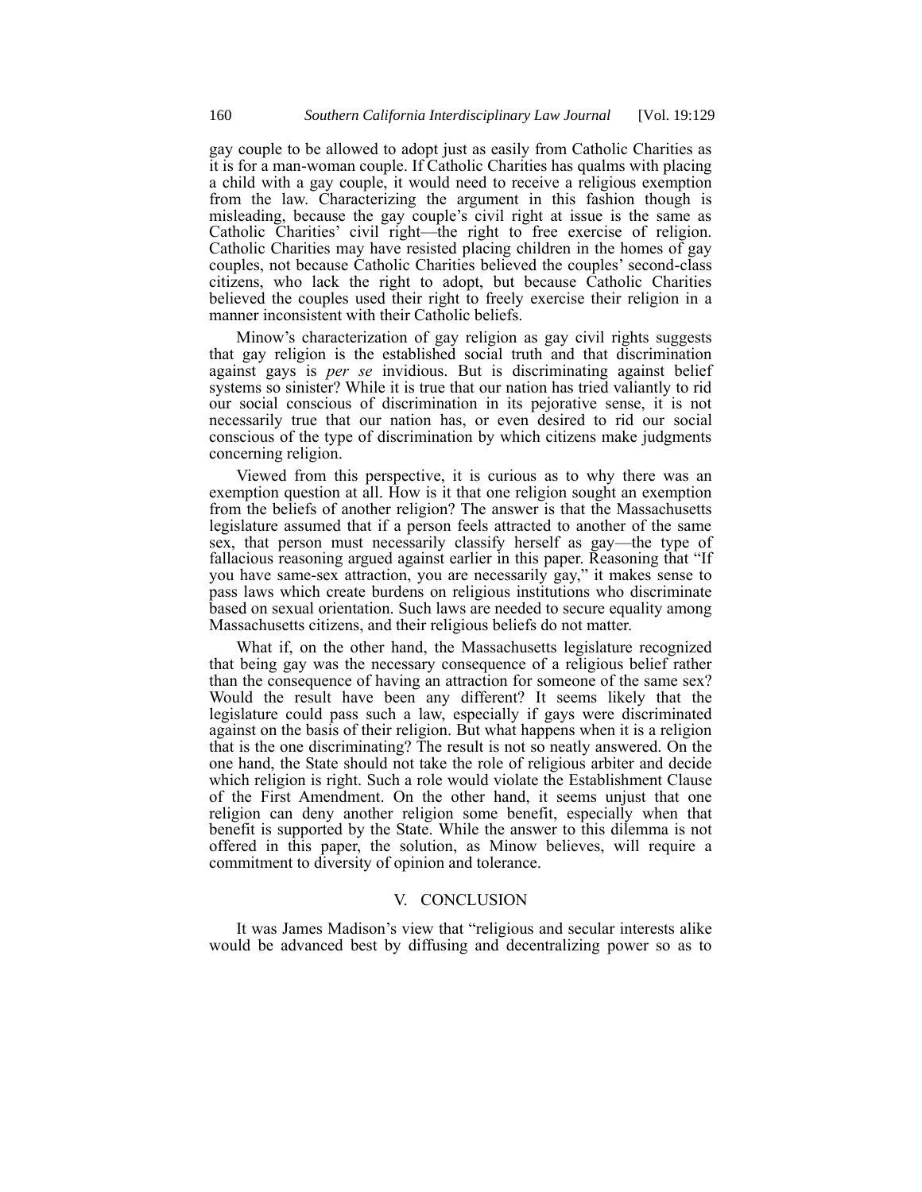gay couple to be allowed to adopt just as easily from Catholic Charities as it is for a man-woman couple. If Catholic Charities has qualms with placing a child with a gay couple, it would need to receive a religious exemption from the law. Characterizing the argument in this fashion though is misleading, because the gay couple's civil right at issue is the same as Catholic Charities' civil right—the right to free exercise of religion. Catholic Charities may have resisted placing children in the homes of gay couples, not because Catholic Charities believed the couples' second-class citizens, who lack the right to adopt, but because Catholic Charities believed the couples used their right to freely exercise their religion in a manner inconsistent with their Catholic beliefs.

Minow's characterization of gay religion as gay civil rights suggests that gay religion is the established social truth and that discrimination against gays is *per se* invidious. But is discriminating against belief systems so sinister? While it is true that our nation has tried valiantly to rid our social conscious of discrimination in its pejorative sense, it is not necessarily true that our nation has, or even desired to rid our social conscious of the type of discrimination by which citizens make judgments concerning religion.

Viewed from this perspective, it is curious as to why there was an exemption question at all. How is it that one religion sought an exemption from the beliefs of another religion? The answer is that the Massachusetts legislature assumed that if a person feels attracted to another of the same sex, that person must necessarily classify herself as gay—the type of fallacious reasoning argued against earlier in this paper. Reasoning that "If you have same-sex attraction, you are necessarily gay," it makes sense to pass laws which create burdens on religious institutions who discriminate based on sexual orientation. Such laws are needed to secure equality among Massachusetts citizens, and their religious beliefs do not matter.

What if, on the other hand, the Massachusetts legislature recognized that being gay was the necessary consequence of a religious belief rather than the consequence of having an attraction for someone of the same sex? Would the result have been any different? It seems likely that the legislature could pass such a law, especially if gays were discriminated against on the basis of their religion. But what happens when it is a religion that is the one discriminating? The result is not so neatly answered. On the one hand, the State should not take the role of religious arbiter and decide which religion is right. Such a role would violate the Establishment Clause of the First Amendment. On the other hand, it seems unjust that one religion can deny another religion some benefit, especially when that benefit is supported by the State. While the answer to this dilemma is not offered in this paper, the solution, as Minow believes, will require a commitment to diversity of opinion and tolerance.

## V. CONCLUSION

It was James Madison's view that "religious and secular interests alike would be advanced best by diffusing and decentralizing power so as to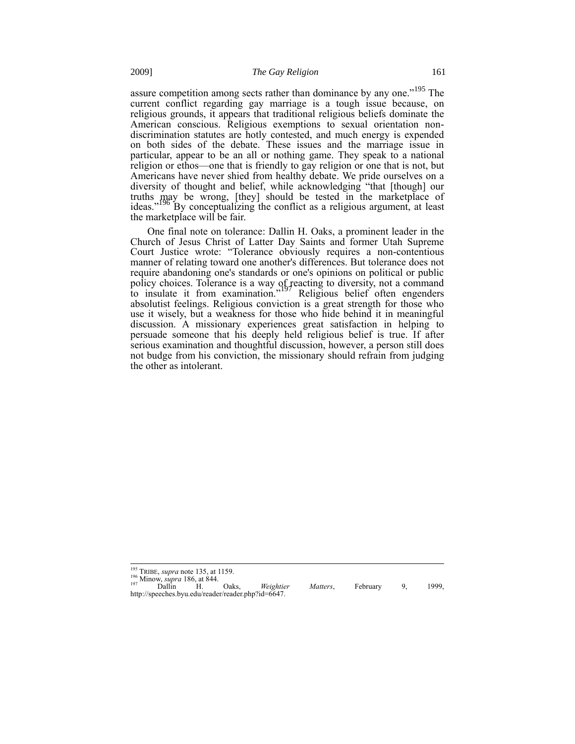assure competition among sects rather than dominance by any one."[195] The current conflict regarding gay marriage is a tough issue because, on religious grounds, it appears that traditional religious beliefs dominate the American conscious. Religious exemptions to sexual orientation non-discrimination statutes are hotly contested, and much energy is expended on both sides of the debate. These issues and the marriage issue in particular, appear to be an all or nothing game. They speak to a national religion or ethos—one that is friendly to gay religion or one that is not, but Americans have never shied from healthy debate. We pride ourselves on a diversity of thought and belief, while acknowledging "that [though] our truths may be wrong, [they] should be tested in the marketplace of ideas."[196] By conceptualizing the conflict as a religious argument, at least the marketplace will be fair.

One final note on tolerance: Dallin H. Oaks, a prominent leader in the Church of Jesus Christ of Latter Day Saints and former Utah Supreme Court Justice wrote: "Tolerance obviously requires a non-contentious manner of relating toward one another's differences. But tolerance does not require abandoning one's standards or one's opinions on political or public policy choices. Tolerance is a way of reacting to diversity, not a command to insulate it from examination."[197] Religious belief often engenders absolutist feelings. Religious conviction is a great strength for those who use it wisely, but a weakness for those who hide behind it in meaningful discussion. A missionary experiences great satisfaction in helping to persuade someone that his deeply held religious belief is true. If after serious examination and thoughtful discussion, however, a person still does not budge from his conviction, the missionary should refrain from judging the other as intolerant.

---

[195] TRIBE, *supra* note 135, at 1159.

[196] Minow, *supra* 186, at 844.

[197] Dallin H. Oaks, *Weightier Matters*, February 9, 1999, http://speeches.byu.edu/reader/reader.php?id=6647.